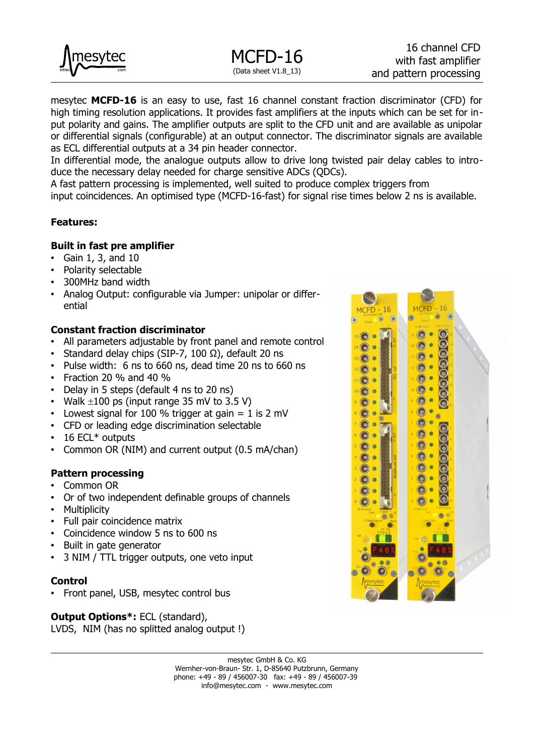# MCFD-16

(Data sheet V1.8_13)

16 channel CFD with fast amplifier and pattern processing

mesytec **MCFD-16** is an easy to use, fast 16 channel constant fraction discriminator (CFD) for high timing resolution applications. It provides fast amplifiers at the inputs which can be set for input polarity and gains. The amplifier outputs are split to the CFD unit and are available as unipolar or differential signals (configurable) at an output connector. The discriminator signals are available as ECL differential outputs at a 34 pin header connector.

In differential mode, the analogue outputs allow to drive long twisted pair delay cables to introduce the necessary delay needed for charge sensitive ADCs (QDCs).

A fast pattern processing is implemented, well suited to produce complex triggers from input coincidences. An optimised type (MCFD-16-fast) for signal rise times below 2 ns is available.

**Features:**

**Built in fast pre amplifier**

- Gain 1, 3, and 10
- Polarity selectable
- 300MHz band width
- Analog Output: configurable via Jumper: unipolar or differential

**Constant fraction discriminator**

- All parameters adjustable by front panel and remote control
- Standard delay chips (SIP-7, 100 Ω), default 20 ns
- Pulse width: 6 ns to 660 ns, dead time 20 ns to 660 ns
- Fraction 20 % and 40 %
- Delay in 5 steps (default 4 ns to 20 ns)
- Walk ±100 ps (input range 35 mV to 3.5 V)
- Lowest signal for 100 % trigger at gain = 1 is 2 mV
- CFD or leading edge discrimination selectable
- 16 ECL* outputs
- Common OR (NIM) and current output (0.5 mA/chan)

**Pattern processing**

- Common OR
- Or of two independent definable groups of channels
- Multiplicity
- Full pair coincidence matrix
- Coincidence window 5 ns to 600 ns
- Built in gate generator
- 3 NIM / TTL trigger outputs, one veto input

**Control**

- Front panel, USB, mesytec control bus

**Output Options*:** ECL (standard),
LVDS, NIM (has no splitted analog output !)

mesytec GmbH & Co. KG
Wernher-von-Braun- Str. 1, D-85640 Putzbrunn, Germany
phone: +49 - 89 / 456007-30 fax: +49 - 89 / 456007-39
info@mesytec.com - www.mesytec.com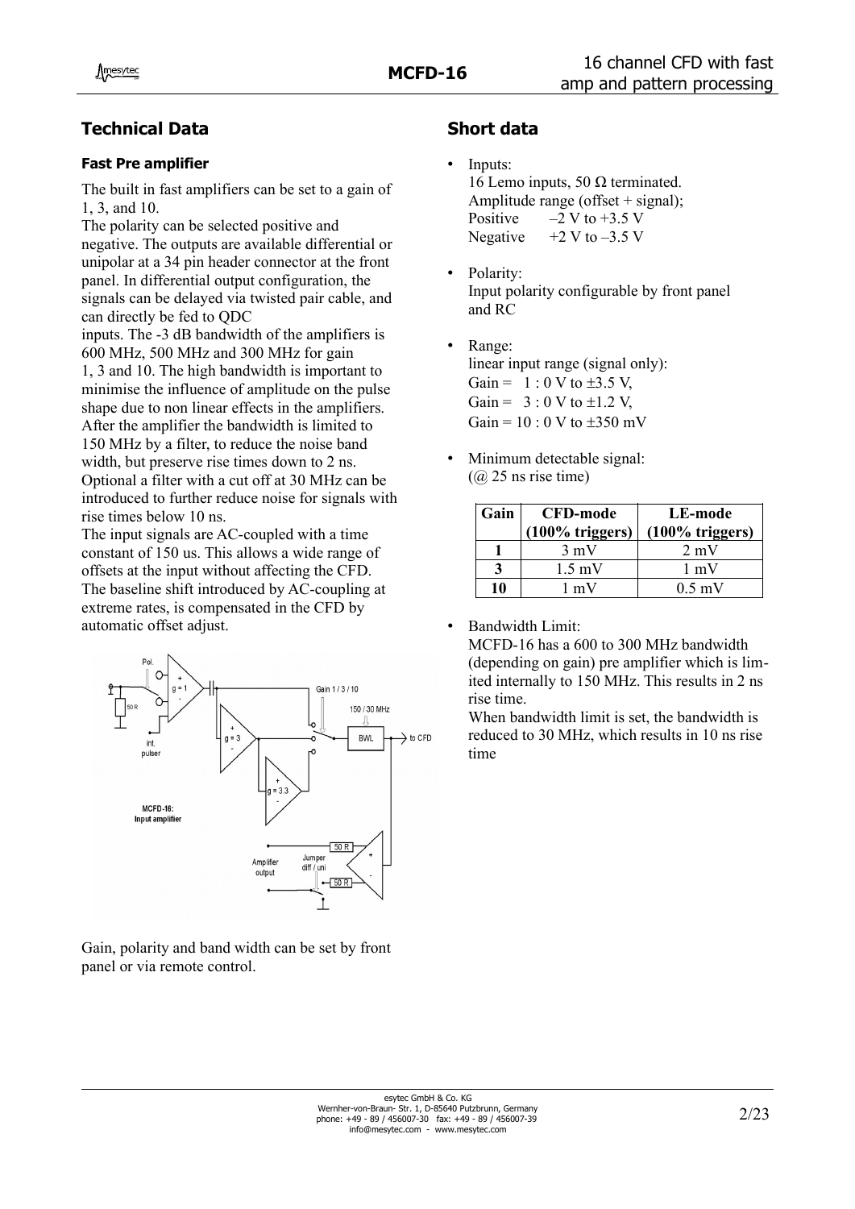## Technical Data

### Fast Pre amplifier

The built in fast amplifiers can be set to a gain of 1, 3, and 10.

The polarity can be selected positive and negative. The outputs are available differential or unipolar at a 34 pin header connector at the front panel. In differential output configuration, the signals can be delayed via twisted pair cable, and can directly be fed to QDC inputs. The -3 dB bandwidth of the amplifiers is 600 MHz, 500 MHz and 300 MHz for gain 1, 3 and 10. The high bandwidth is important to minimise the influence of amplitude on the pulse shape due to non linear effects in the amplifiers. After the amplifier the bandwidth is limited to 150 MHz by a filter, to reduce the noise band width, but preserve rise times down to 2 ns. Optional a filter with a cut off at 30 MHz can be introduced to further reduce noise for signals with rise times below 10 ns.

The input signals are AC-coupled with a time constant of 150 us. This allows a wide range of offsets at the input without affecting the CFD. The baseline shift introduced by AC-coupling at extreme rates, is compensated in the CFD by automatic offset adjust.

Gain, polarity and band width can be set by front panel or via remote control.

## Short data

- Inputs:
  16 Lemo inputs, 50 Ω terminated.
  Amplitude range (offset + signal);
  Positive –2 V to +3.5 V
  Negative +2 V to –3.5 V
- Polarity:
  Input polarity configurable by front panel and RC
- Range:
  linear input range (signal only):
  Gain = 1 : 0 V to ±3.5 V,
  Gain = 3 : 0 V to ±1.2 V,
  Gain = 10 : 0 V to ±350 mV
- Minimum detectable signal:
  (@ 25 ns rise time)

| Gain | CFD-mode (100% triggers) | LE-mode (100% triggers) |
|---|---|---|
| 1 | 3 mV | 2 mV |
| 3 | 1.5 mV | 1 mV |
| 10 | 1 mV | 0.5 mV |

- Bandwidth Limit:
  MCFD-16 has a 600 to 300 MHz bandwidth (depending on gain) pre amplifier which is limited internally to 150 MHz. This results in 2 ns rise time.
  When bandwidth limit is set, the bandwidth is reduced to 30 MHz, which results in 10 ns rise time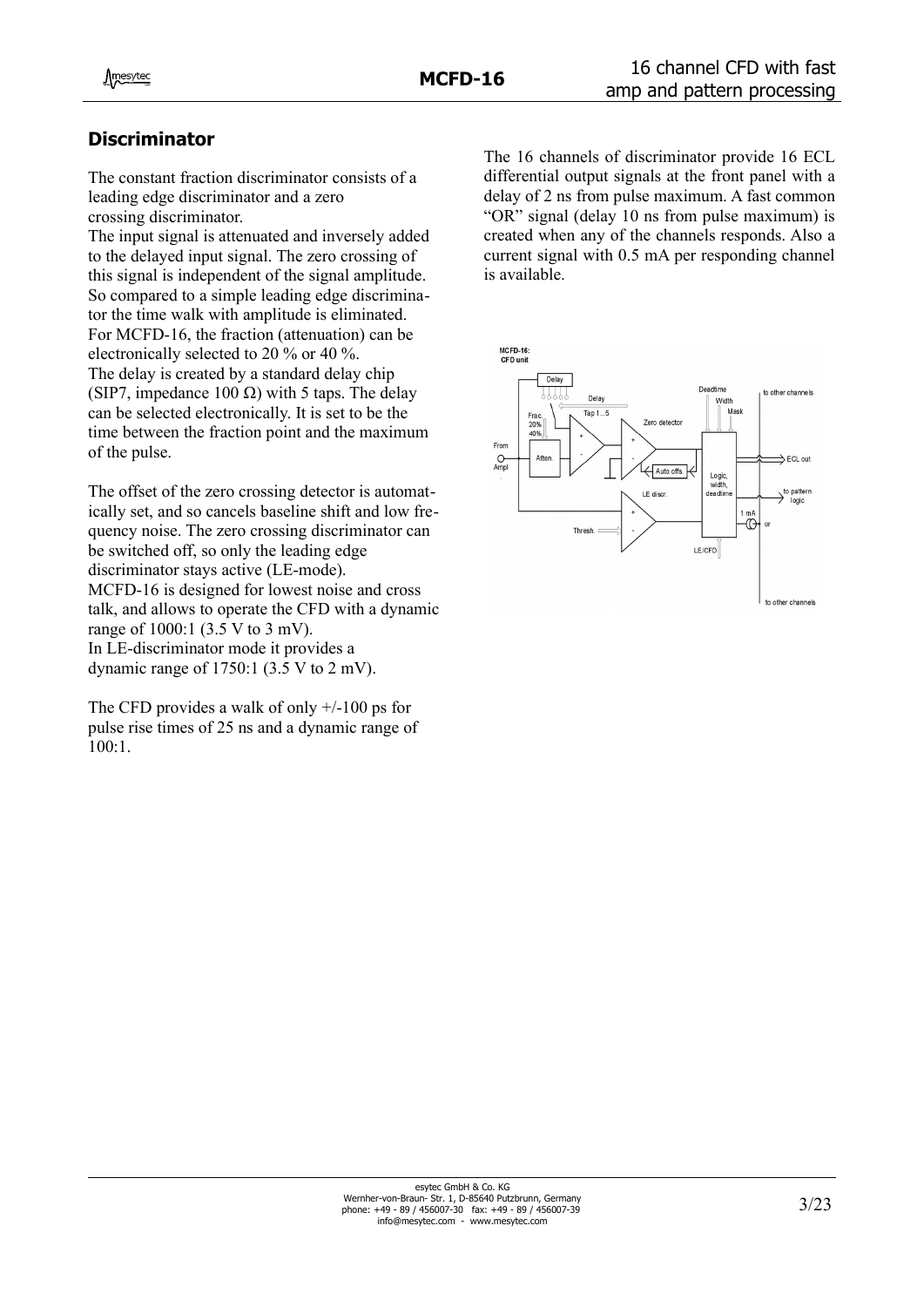## Discriminator

The constant fraction discriminator consists of a leading edge discriminator and a zero crossing discriminator.
The input signal is attenuated and inversely added to the delayed input signal. The zero crossing of this signal is independent of the signal amplitude. So compared to a simple leading edge discriminator the time walk with amplitude is eliminated.
For MCFD-16, the fraction (attenuation) can be electronically selected to 20 % or 40 %.
The delay is created by a standard delay chip (SIP7, impedance 100 Ω) with 5 taps. The delay can be selected electronically. It is set to be the time between the fraction point and the maximum of the pulse.

The offset of the zero crossing detector is automatically set, and so cancels baseline shift and low frequency noise. The zero crossing discriminator can be switched off, so only the leading edge discriminator stays active (LE-mode).
MCFD-16 is designed for lowest noise and cross talk, and allows to operate the CFD with a dynamic range of 1000:1 (3.5 V to 3 mV).
In LE-discriminator mode it provides a dynamic range of 1750:1 (3.5 V to 2 mV).

The CFD provides a walk of only +/-100 ps for pulse rise times of 25 ns and a dynamic range of 100:1.

The 16 channels of discriminator provide 16 ECL differential output signals at the front panel with a delay of 2 ns from pulse maximum. A fast common "OR" signal (delay 10 ns from pulse maximum) is created when any of the channels responds. Also a current signal with 0.5 mA per responding channel is available.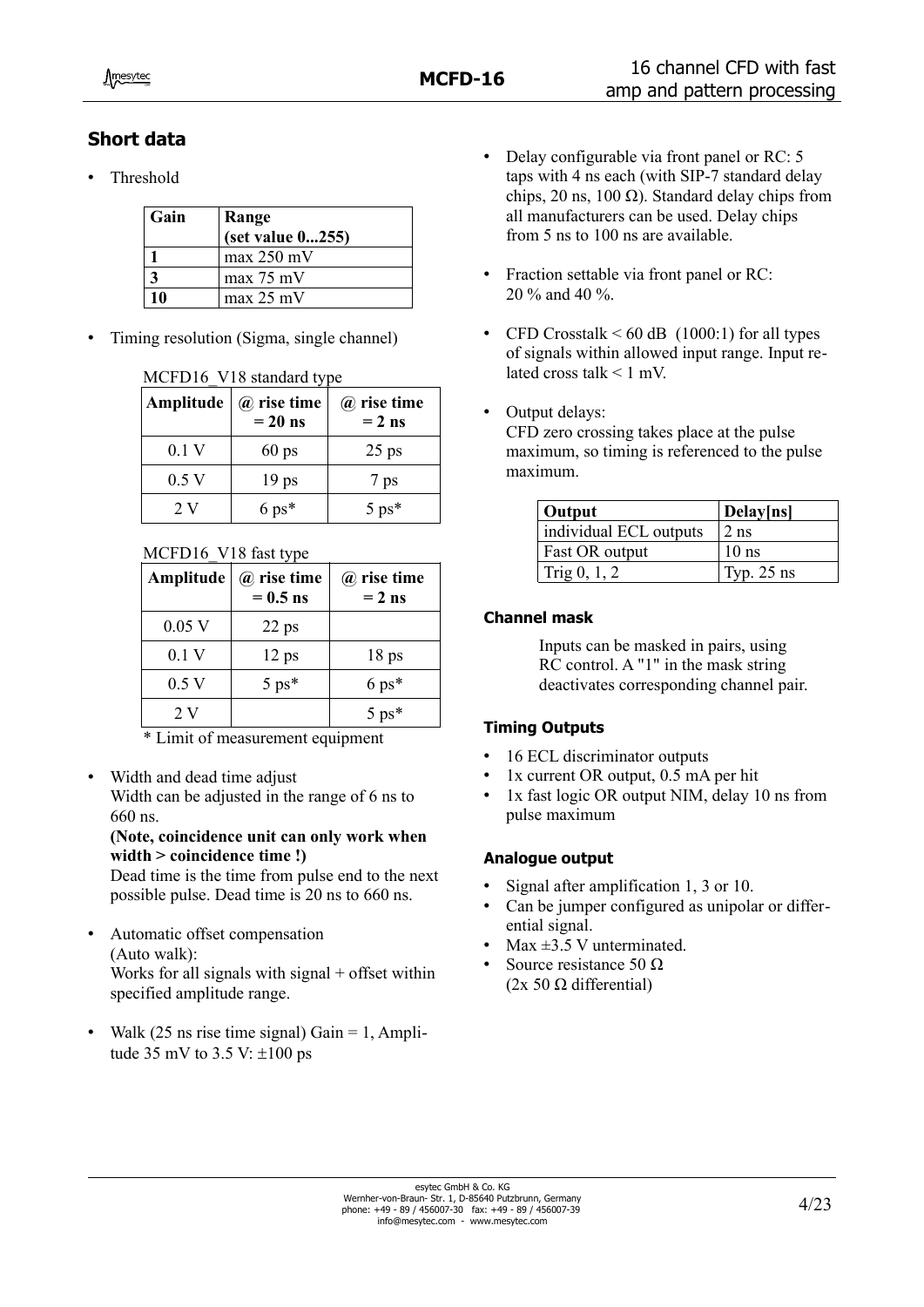## Short data

- Threshold

| Gain | Range (set value 0...255) |
|---|---|
| **1** | max 250 mV |
| **3** | max 75 mV |
| **10** | max 25 mV |

- Timing resolution (Sigma, single channel)

MCFD16_V18 standard type

| Amplitude | @ rise time = 20 ns | @ rise time = 2 ns |
|---|---|---|
| 0.1 V | 60 ps | 25 ps |
| 0.5 V | 19 ps | 7 ps |
| 2 V | 6 ps* | 5 ps* |

MCFD16_V18 fast type

| Amplitude | @ rise time = 0.5 ns | @ rise time = 2 ns |
|---|---|---|
| 0.05 V | 22 ps | |
| 0.1 V | 12 ps | 18 ps |
| 0.5 V | 5 ps* | 6 ps* |
| 2 V | | 5 ps* |

\* Limit of measurement equipment

- Width and dead time adjust
  Width can be adjusted in the range of 6 ns to 660 ns.
  **(Note, coincidence unit can only work when width > coincidence time !)**
  Dead time is the time from pulse end to the next possible pulse. Dead time is 20 ns to 660 ns.

- Automatic offset compensation (Auto walk):
  Works for all signals with signal + offset within specified amplitude range.

- Walk (25 ns rise time signal) Gain = 1, Amplitude 35 mV to 3.5 V: ±100 ps

- Delay configurable via front panel or RC: 5 taps with 4 ns each (with SIP-7 standard delay chips, 20 ns, 100 Ω). Standard delay chips from all manufacturers can be used. Delay chips from 5 ns to 100 ns are available.

- Fraction settable via front panel or RC: 20 % and 40 %.

- CFD Crosstalk < 60 dB (1000:1) for all types of signals within allowed input range. Input related cross talk < 1 mV.

- Output delays:
  CFD zero crossing takes place at the pulse maximum, so timing is referenced to the pulse maximum.

| Output | Delay[ns] |
|---|---|
| individual ECL outputs | 2 ns |
| Fast OR output | 10 ns |
| Trig 0, 1, 2 | Typ. 25 ns |

#### Channel mask

Inputs can be masked in pairs, using RC control. A "1" in the mask string deactivates corresponding channel pair.

#### Timing Outputs

- 16 ECL discriminator outputs
- 1x current OR output, 0.5 mA per hit
- 1x fast logic OR output NIM, delay 10 ns from pulse maximum

#### Analogue output

- Signal after amplification 1, 3 or 10.
- Can be jumper configured as unipolar or differential signal.
- Max ±3.5 V unterminated.
- Source resistance 50 Ω (2x 50 Ω differential)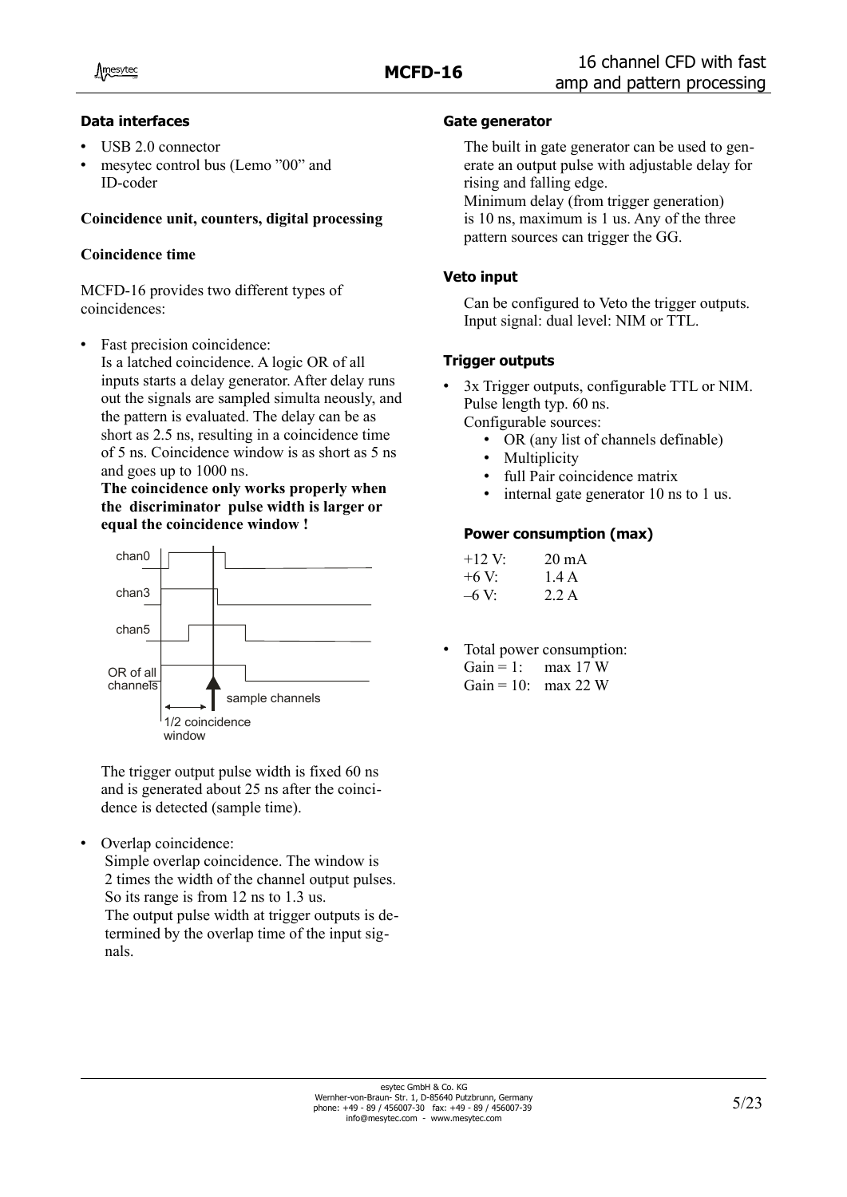### Data interfaces

- USB 2.0 connector
- mesytec control bus (Lemo "00" and ID-coder

**Coincidence unit, counters, digital processing**

**Coincidence time**

MCFD-16 provides two different types of coincidences:

- Fast precision coincidence:
  Is a latched coincidence. A logic OR of all inputs starts a delay generator. After delay runs out the signals are sampled simulta neously, and the pattern is evaluated. The delay can be as short as 2.5 ns, resulting in a coincidence time of 5 ns. Coincidence window is as short as 5 ns and goes up to 1000 ns.
  **The coincidence only works properly when the discriminator pulse width is larger or equal the coincidence window !**

  chan0
  chan3
  chan5
  OR of all channels
  sample channels
  1/2 coincidence window

  The trigger output pulse width is fixed 60 ns and is generated about 25 ns after the coincidence is detected (sample time).

- Overlap coincidence:
  Simple overlap coincidence. The window is 2 times the width of the channel output pulses. So its range is from 12 ns to 1.3 us.
  The output pulse width at trigger outputs is determined by the overlap time of the input signals.

### Gate generator

The built in gate generator can be used to generate an output pulse with adjustable delay for rising and falling edge.
Minimum delay (from trigger generation) is 10 ns, maximum is 1 us. Any of the three pattern sources can trigger the GG.

### Veto input

Can be configured to Veto the trigger outputs. Input signal: dual level: NIM or TTL.

### Trigger outputs

- 3x Trigger outputs, configurable TTL or NIM. Pulse length typ. 60 ns.
  Configurable sources:
  - OR (any list of channels definable)
  - Multiplicity
  - full Pair coincidence matrix
  - internal gate generator 10 ns to 1 us.

### Power consumption (max)

| | |
|---|---|
| +12 V: | 20 mA |
| +6 V: | 1.4 A |
| –6 V: | 2.2 A |

- Total power consumption:
  Gain = 1: max 17 W
  Gain = 10: max 22 W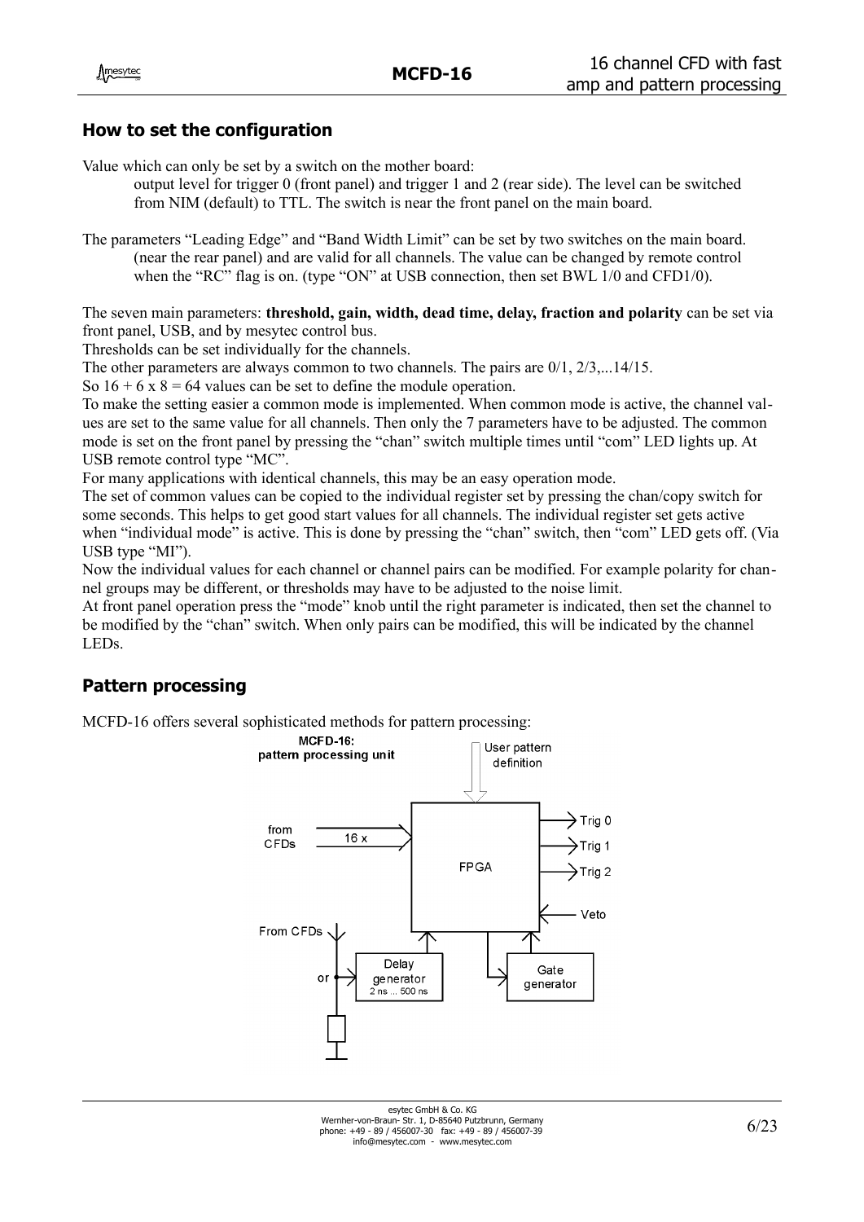## How to set the configuration

Value which can only be set by a switch on the mother board:

output level for trigger 0 (front panel) and trigger 1 and 2 (rear side). The level can be switched from NIM (default) to TTL. The switch is near the front panel on the main board.

The parameters "Leading Edge" and "Band Width Limit" can be set by two switches on the main board. (near the rear panel) and are valid for all channels. The value can be changed by remote control when the "RC" flag is on. (type "ON" at USB connection, then set BWL 1/0 and CFD1/0).

The seven main parameters: **threshold, gain, width, dead time, delay, fraction and polarity** can be set via front panel, USB, and by mesytec control bus.

Thresholds can be set individually for the channels.

The other parameters are always common to two channels. The pairs are 0/1, 2/3,...14/15.

So 16 + 6 x 8 = 64 values can be set to define the module operation.

To make the setting easier a common mode is implemented. When common mode is active, the channel values are set to the same value for all channels. Then only the 7 parameters have to be adjusted. The common mode is set on the front panel by pressing the "chan" switch multiple times until "com" LED lights up. At USB remote control type "MC".

For many applications with identical channels, this may be an easy operation mode.

The set of common values can be copied to the individual register set by pressing the chan/copy switch for some seconds. This helps to get good start values for all channels. The individual register set gets active when "individual mode" is active. This is done by pressing the "chan" switch, then "com" LED gets off. (Via USB type "MI").

Now the individual values for each channel or channel pairs can be modified. For example polarity for channel groups may be different, or thresholds may have to be adjusted to the noise limit.

At front panel operation press the "mode" knob until the right parameter is indicated, then set the channel to be modified by the "chan" switch. When only pairs can be modified, this will be indicated by the channel LEDs.

## Pattern processing

MCFD-16 offers several sophisticated methods for pattern processing:

MCFD-16: pattern processing unit

User pattern definition

from CFDs — 16 x — FPGA — Trig 0, Trig 1, Trig 2 — Veto

From CFDs or — Delay generator 2 ns ... 500 ns — Gate generator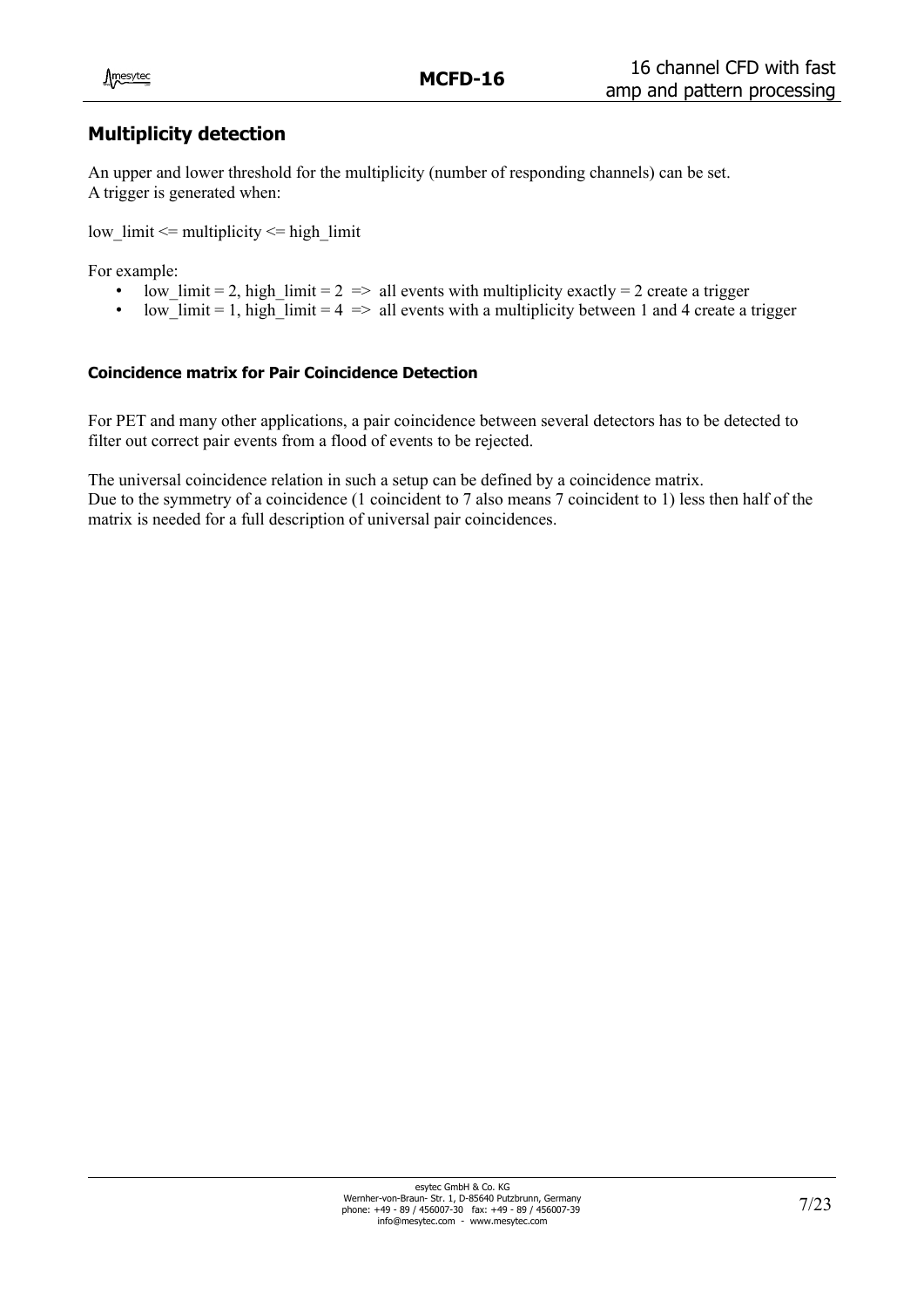## Multiplicity detection

An upper and lower threshold for the multiplicity (number of responding channels) can be set.
A trigger is generated when:

low_limit <= multiplicity <= high_limit

For example:

- low_limit = 2, high_limit = 2 => all events with multiplicity exactly = 2 create a trigger
- low_limit = 1, high_limit = 4 => all events with a multiplicity between 1 and 4 create a trigger

#### Coincidence matrix for Pair Coincidence Detection

For PET and many other applications, a pair coincidence between several detectors has to be detected to filter out correct pair events from a flood of events to be rejected.

The universal coincidence relation in such a setup can be defined by a coincidence matrix.
Due to the symmetry of a coincidence (1 coincident to 7 also means 7 coincident to 1) less then half of the matrix is needed for a full description of universal pair coincidences.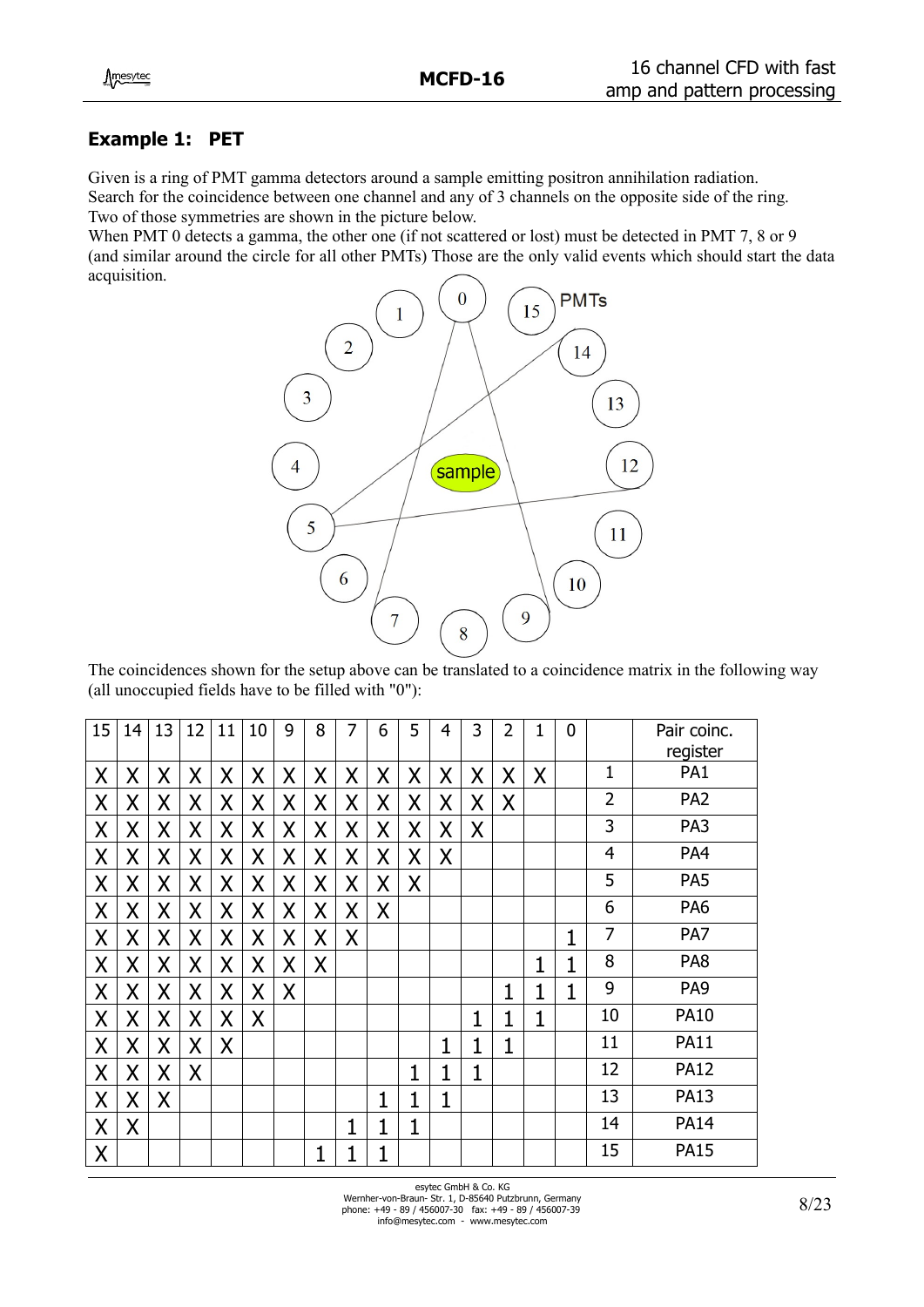## Example 1: PET

Given is a ring of PMT gamma detectors around a sample emitting positron annihilation radiation. Search for the coincidence between one channel and any of 3 channels on the opposite side of the ring. Two of those symmetries are shown in the picture below.
When PMT 0 detects a gamma, the other one (if not scattered or lost) must be detected in PMT 7, 8 or 9 (and similar around the circle for all other PMTs) Those are the only valid events which should start the data acquisition.

The coincidences shown for the setup above can be translated to a coincidence matrix in the following way (all unoccupied fields have to be filled with "0"):

| 15 | 14 | 13 | 12 | 11 | 10 | 9 | 8 | 7 | 6 | 5 | 4 | 3 | 2 | 1 | 0 | | Pair coinc. register |
|---|---|---|---|---|---|---|---|---|---|---|---|---|---|---|---|---|---|
| X | X | X | X | X | X | X | X | X | X | X | X | X | X | X | | 1 | PA1 |
| X | X | X | X | X | X | X | X | X | X | X | X | X | X | | | 2 | PA2 |
| X | X | X | X | X | X | X | X | X | X | X | X | X | | | | 3 | PA3 |
| X | X | X | X | X | X | X | X | X | X | X | X | | | | | 4 | PA4 |
| X | X | X | X | X | X | X | X | X | X | X | | | | | | 5 | PA5 |
| X | X | X | X | X | X | X | X | X | X | | | | | | | 6 | PA6 |
| X | X | X | X | X | X | X | X | X | | | | | | | 1 | 7 | PA7 |
| X | X | X | X | X | X | X | X | | | | | | | 1 | 1 | 8 | PA8 |
| X | X | X | X | X | X | X | | | | | | | 1 | 1 | 1 | 9 | PA9 |
| X | X | X | X | X | X | | | | | | | 1 | 1 | 1 | | 10 | PA10 |
| X | X | X | X | X | | | | | | | 1 | 1 | 1 | | | 11 | PA11 |
| X | X | X | X | | | | | | | 1 | 1 | 1 | | | | 12 | PA12 |
| X | X | X | | | | | | | 1 | 1 | 1 | | | | | 13 | PA13 |
| X | X | | | | | | | 1 | 1 | 1 | | | | | | 14 | PA14 |
| X | | | | | | | 1 | 1 | 1 | | | | | | | 15 | PA15 |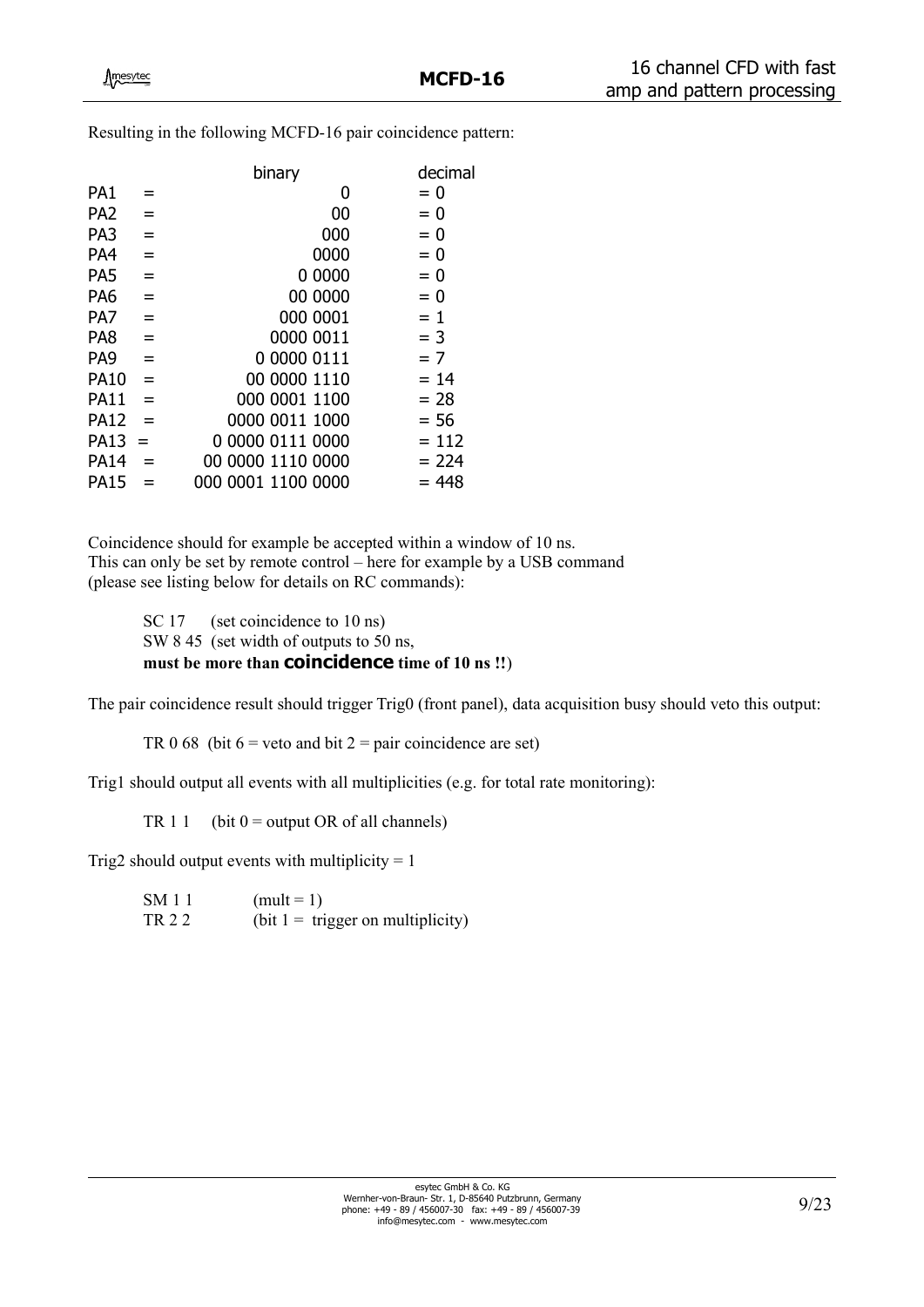Resulting in the following MCFD-16 pair coincidence pattern:

| | | binary | decimal |
|---|---|---|---|
| PA1 | = | 0 | = 0 |
| PA2 | = | 00 | = 0 |
| PA3 | = | 000 | = 0 |
| PA4 | = | 0000 | = 0 |
| PA5 | = | 0 0000 | = 0 |
| PA6 | = | 00 0000 | = 0 |
| PA7 | = | 000 0001 | = 1 |
| PA8 | = | 0000 0011 | = 3 |
| PA9 | = | 0 0000 0111 | = 7 |
| PA10 | = | 00 0000 1110 | = 14 |
| PA11 | = | 000 0001 1100 | = 28 |
| PA12 | = | 0000 0011 1000 | = 56 |
| PA13 | = | 0 0000 0111 0000 | = 112 |
| PA14 | = | 00 0000 1110 0000 | = 224 |
| PA15 | = | 000 0001 1100 0000 | = 448 |

Coincidence should for example be accepted within a window of 10 ns.
This can only be set by remote control – here for example by a USB command (please see listing below for details on RC commands):

SC 17 (set coincidence to 10 ns)
SW 8 45 (set width of outputs to 50 ns,
**must be more than coincidence time of 10 ns !!**)

The pair coincidence result should trigger Trig0 (front panel), data acquisition busy should veto this output:

TR 0 68 (bit 6 = veto and bit 2 = pair coincidence are set)

Trig1 should output all events with all multiplicities (e.g. for total rate monitoring):

TR 1 1 (bit 0 = output OR of all channels)

Trig2 should output events with multiplicity = 1

SM 1 1 (mult = 1)
TR 2 2 (bit 1 = trigger on multiplicity)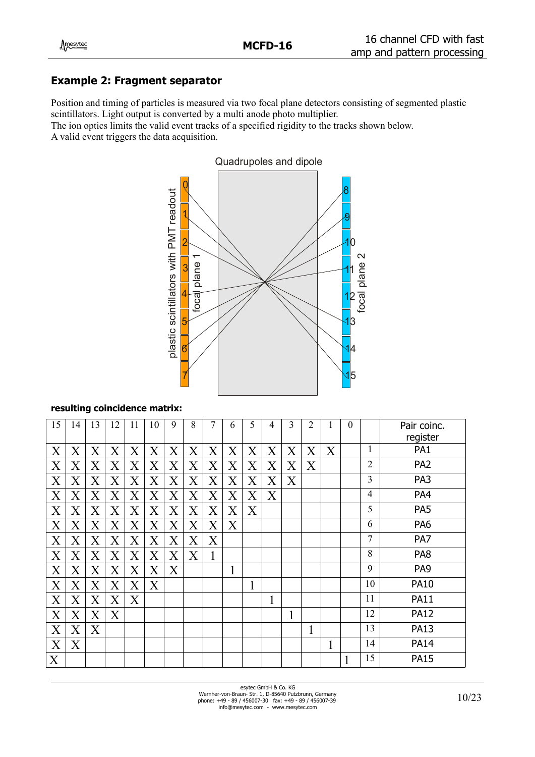## Example 2: Fragment separator

Position and timing of particles is measured via two focal plane detectors consisting of segmented plastic scintillators. Light output is converted by a multi anode photo multiplier.
The ion optics limits the valid event tracks of a specified rigidity to the tracks shown below.
A valid event triggers the data acquisition.

**resulting coincidence matrix:**

| 15 | 14 | 13 | 12 | 11 | 10 | 9 | 8 | 7 | 6 | 5 | 4 | 3 | 2 | 1 | 0 | | Pair coinc. register |
|---|---|---|---|---|---|---|---|---|---|---|---|---|---|---|---|---|---|
| X | X | X | X | X | X | X | X | X | X | X | X | X | X | X | | 1 | PA1 |
| X | X | X | X | X | X | X | X | X | X | X | X | X | X | | | 2 | PA2 |
| X | X | X | X | X | X | X | X | X | X | X | X | X | | | | 3 | PA3 |
| X | X | X | X | X | X | X | X | X | X | X | X | | | | | 4 | PA4 |
| X | X | X | X | X | X | X | X | X | X | X | | | | | | 5 | PA5 |
| X | X | X | X | X | X | X | X | X | X | | | | | | | 6 | PA6 |
| X | X | X | X | X | X | X | X | X | | | | | | | | 7 | PA7 |
| X | X | X | X | X | X | X | X | 1 | | | | | | | | 8 | PA8 |
| X | X | X | X | X | X | X | | | 1 | | | | | | | 9 | PA9 |
| X | X | X | X | X | X | | | | | 1 | | | | | | 10 | PA10 |
| X | X | X | X | X | | | | | | | 1 | | | | | 11 | PA11 |
| X | X | X | X | | | | | | | | | 1 | | | | 12 | PA12 |
| X | X | X | | | | | | | | | | | 1 | | | 13 | PA13 |
| X | X | | | | | | | | | | | | | 1 | | 14 | PA14 |
| X | | | | | | | | | | | | | | | 1 | 15 | PA15 |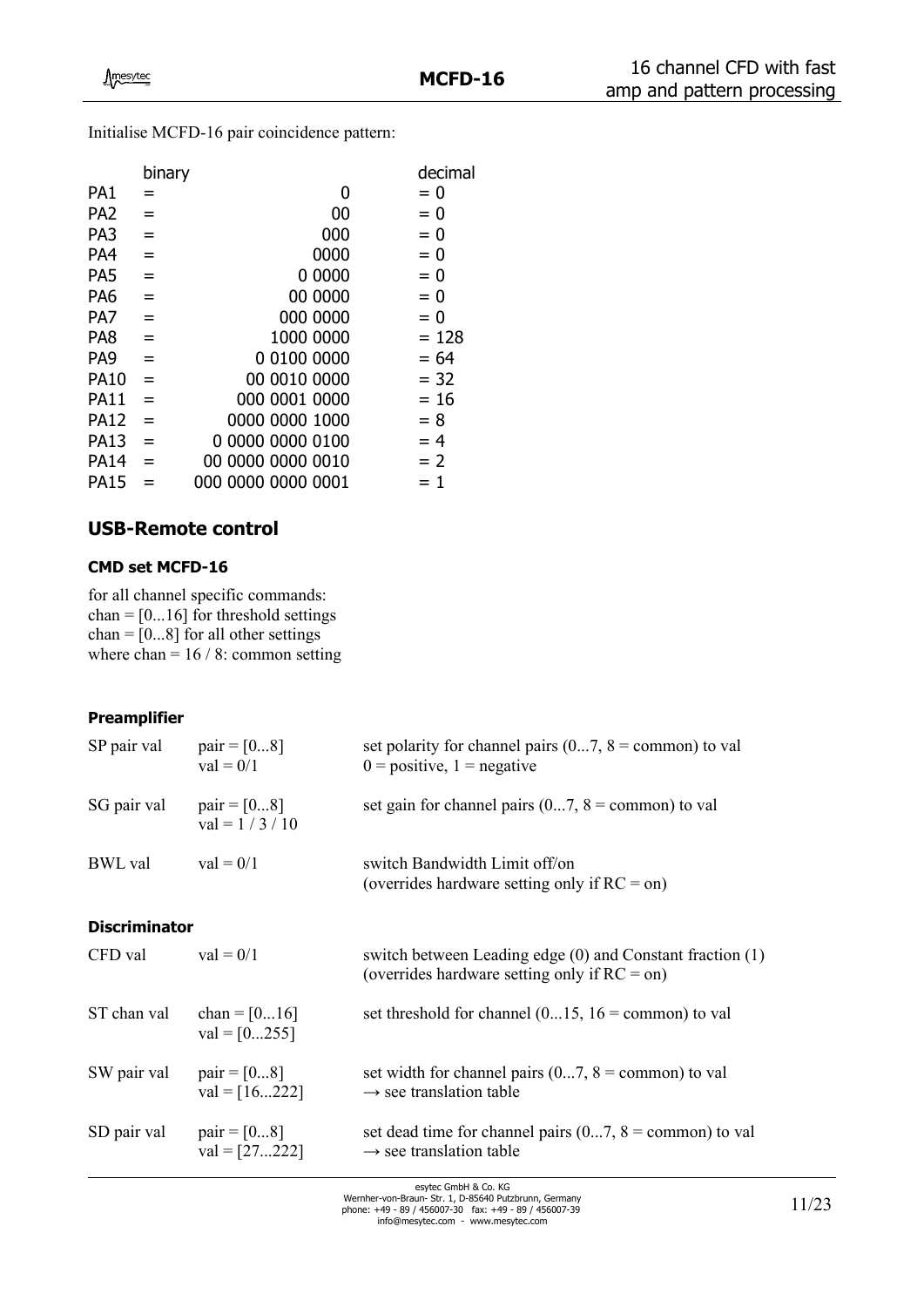Initialise MCFD-16 pair coincidence pattern:

| | binary | | decimal |
|---|---|---|---|
| PA1 | = | 0 | = 0 |
| PA2 | = | 00 | = 0 |
| PA3 | = | 000 | = 0 |
| PA4 | = | 0000 | = 0 |
| PA5 | = | 0 0000 | = 0 |
| PA6 | = | 00 0000 | = 0 |
| PA7 | = | 000 0000 | = 0 |
| PA8 | = | 1000 0000 | = 128 |
| PA9 | = | 0 0100 0000 | = 64 |
| PA10 | = | 00 0010 0000 | = 32 |
| PA11 | = | 000 0001 0000 | = 16 |
| PA12 | = | 0000 0000 1000 | = 8 |
| PA13 | = | 0 0000 0000 0100 | = 4 |
| PA14 | = | 00 0000 0000 0010 | = 2 |
| PA15 | = | 000 0000 0000 0001 | = 1 |

## USB-Remote control

### CMD set MCFD-16

for all channel specific commands:
chan = [0...16] for threshold settings
chan = [0...8] for all other settings
where chan = 16 / 8: common setting

### Preamplifier

| | | |
|---|---|---|
| SP pair val | pair = [0...8]<br>val = 0/1 | set polarity for channel pairs (0...7, 8 = common) to val<br>0 = positive, 1 = negative |
| SG pair val | pair = [0...8]<br>val = 1 / 3 / 10 | set gain for channel pairs (0...7, 8 = common) to val |
| BWL val | val = 0/1 | switch Bandwidth Limit off/on<br>(overrides hardware setting only if RC = on) |

### Discriminator

| | | |
|---|---|---|
| CFD val | val = 0/1 | switch between Leading edge (0) and Constant fraction (1)<br>(overrides hardware setting only if RC = on) |
| ST chan val | chan = [0...16]<br>val = [0...255] | set threshold for channel (0...15, 16 = common) to val |
| SW pair val | pair = [0...8]<br>val = [16...222] | set width for channel pairs (0...7, 8 = common) to val<br>→ see translation table |
| SD pair val | pair = [0...8]<br>val = [27...222] | set dead time for channel pairs (0...7, 8 = common) to val<br>→ see translation table |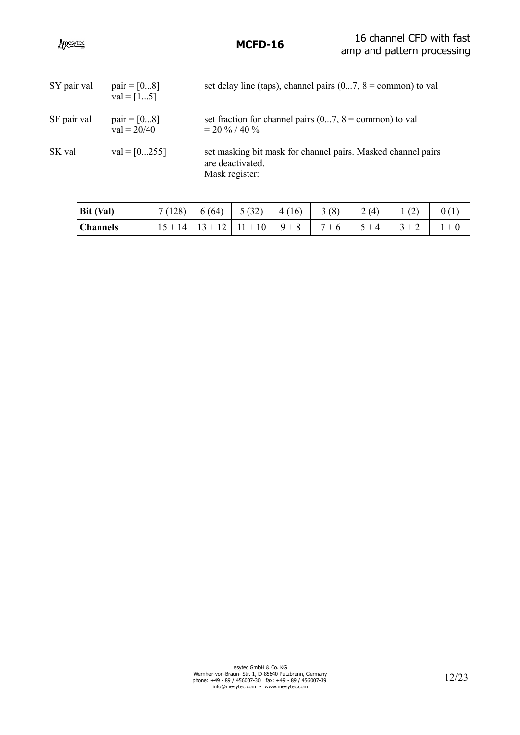| Command | Parameters | Description |
|---|---|---|
| SY pair val | pair = [0...8] val = [1...5] | set delay line (taps), channel pairs (0...7, 8 = common) to val |
| SF pair val | pair = [0...8] val = 20/40 | set fraction for channel pairs (0...7, 8 = common) to val = 20 % / 40 % |
| SK val | val = [0...255] | set masking bit mask for channel pairs. Masked channel pairs are deactivated. Mask register: |

| **Bit (Val)** | 7 (128) | 6 (64) | 5 (32) | 4 (16) | 3 (8) | 2 (4) | 1 (2) | 0 (1) |
|---|---|---|---|---|---|---|---|---|
| **Channels** | 15 + 14 | 13 + 12 | 11 + 10 | 9 + 8 | 7 + 6 | 5 + 4 | 3 + 2 | 1 + 0 |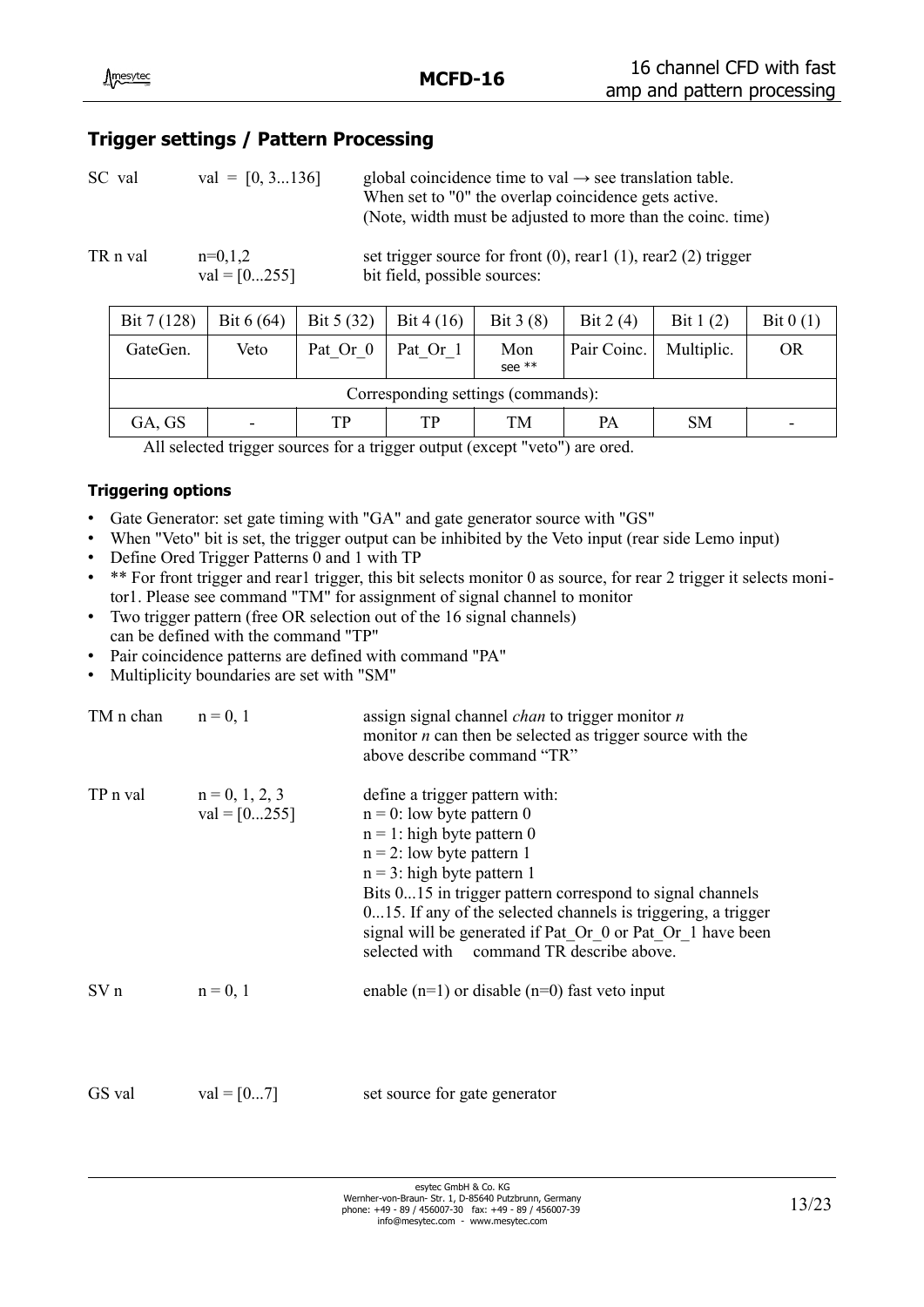## Trigger settings / Pattern Processing

| | | |
|---|---|---|
| SC val | val = [0, 3...136] | global coincidence time to val → see translation table. When set to "0" the overlap coincidence gets active. (Note, width must be adjusted to more than the coinc. time) |
| TR n val | n=0,1,2 val = [0...255] | set trigger source for front (0), rear1 (1), rear2 (2) trigger bit field, possible sources: |

| Bit 7 (128) | Bit 6 (64) | Bit 5 (32) | Bit 4 (16) | Bit 3 (8) | Bit 2 (4) | Bit 1 (2) | Bit 0 (1) |
|---|---|---|---|---|---|---|---|
| GateGen. | Veto | Pat_Or_0 | Pat_Or_1 | Mon see ** | Pair Coinc. | Multiplic. | OR |
| Corresponding settings (commands): | | | | | | | |
| GA, GS | - | TP | TP | TM | PA | SM | - |

All selected trigger sources for a trigger output (except "veto") are ored.

#### Triggering options

- Gate Generator: set gate timing with "GA" and gate generator source with "GS"
- When "Veto" bit is set, the trigger output can be inhibited by the Veto input (rear side Lemo input)
- Define Ored Trigger Patterns 0 and 1 with TP
- ** For front trigger and rear1 trigger, this bit selects monitor 0 as source, for rear 2 trigger it selects monitor1. Please see command "TM" for assignment of signal channel to monitor
- Two trigger pattern (free OR selection out of the 16 signal channels) can be defined with the command "TP"
- Pair coincidence patterns are defined with command "PA"
- Multiplicity boundaries are set with "SM"

| | | |
|---|---|---|
| TM n chan | n = 0, 1 | assign signal channel *chan* to trigger monitor *n* monitor *n* can then be selected as trigger source with the above describe command "TR" |
| TP n val | n = 0, 1, 2, 3 val = [0...255] | define a trigger pattern with: n = 0: low byte pattern 0 n = 1: high byte pattern 0 n = 2: low byte pattern 1 n = 3: high byte pattern 1 Bits 0...15 in trigger pattern correspond to signal channels 0...15. If any of the selected channels is triggering, a trigger signal will be generated if Pat_Or_0 or Pat_Or_1 have been selected with command TR describe above. |
| SV n | n = 0, 1 | enable (n=1) or disable (n=0) fast veto input |
| GS val | val = [0...7] | set source for gate generator |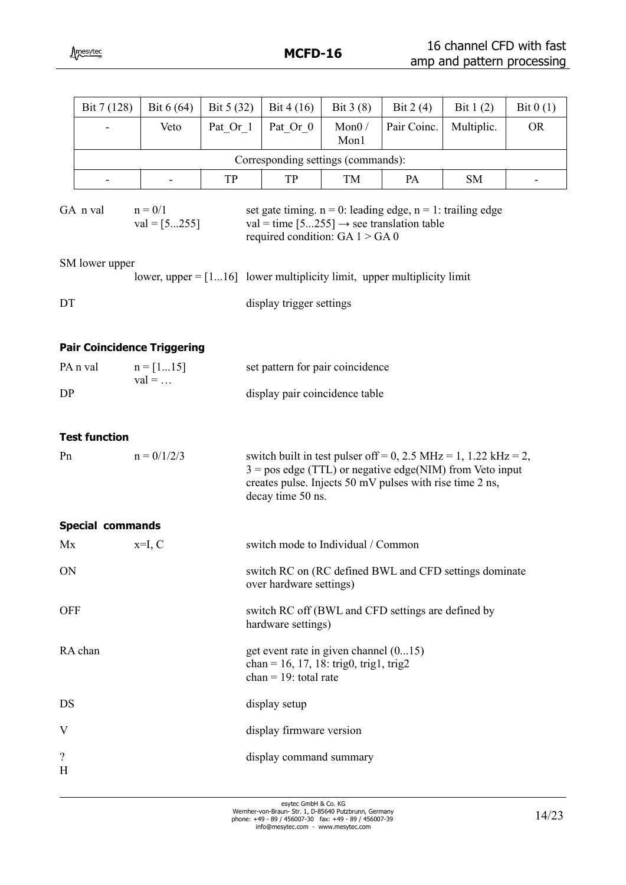| Bit 7 (128) | Bit 6 (64) | Bit 5 (32) | Bit 4 (16) | Bit 3 (8) | Bit 2 (4) | Bit 1 (2) | Bit 0 (1) |
|---|---|---|---|---|---|---|---|
| - | Veto | Pat_Or_1 | Pat_Or_0 | Mon0 / Mon1 | Pair Coinc. | Multiplic. | OR |
| Corresponding settings (commands): | | | | | | | |
| - | - | TP | TP | TM | PA | SM | - |

GA n val n = 0/1 val = [5...255] set gate timing. n = 0: leading edge, n = 1: trailing edge val = time [5...255] → see translation table required condition: GA 1 > GA 0

SM lower upper lower, upper = [1...16] lower multiplicity limit, upper multiplicity limit

DT display trigger settings

**Pair Coincidence Triggering**

PA n val n = [1...15] val = … set pattern for pair coincidence

DP display pair coincidence table

**Test function**

Pn n = 0/1/2/3 switch built in test pulser off = 0, 2.5 MHz = 1, 1.22 kHz = 2, 3 = pos edge (TTL) or negative edge(NIM) from Veto input creates pulse. Injects 50 mV pulses with rise time 2 ns, decay time 50 ns.

**Special commands**

Mx x=I, C switch mode to Individual / Common

ON switch RC on (RC defined BWL and CFD settings dominate over hardware settings)

OFF switch RC off (BWL and CFD settings are defined by hardware settings)

RA chan get event rate in given channel (0...15) chan = 16, 17, 18: trig0, trig1, trig2 chan = 19: total rate

DS display setup

V display firmware version

? H display command summary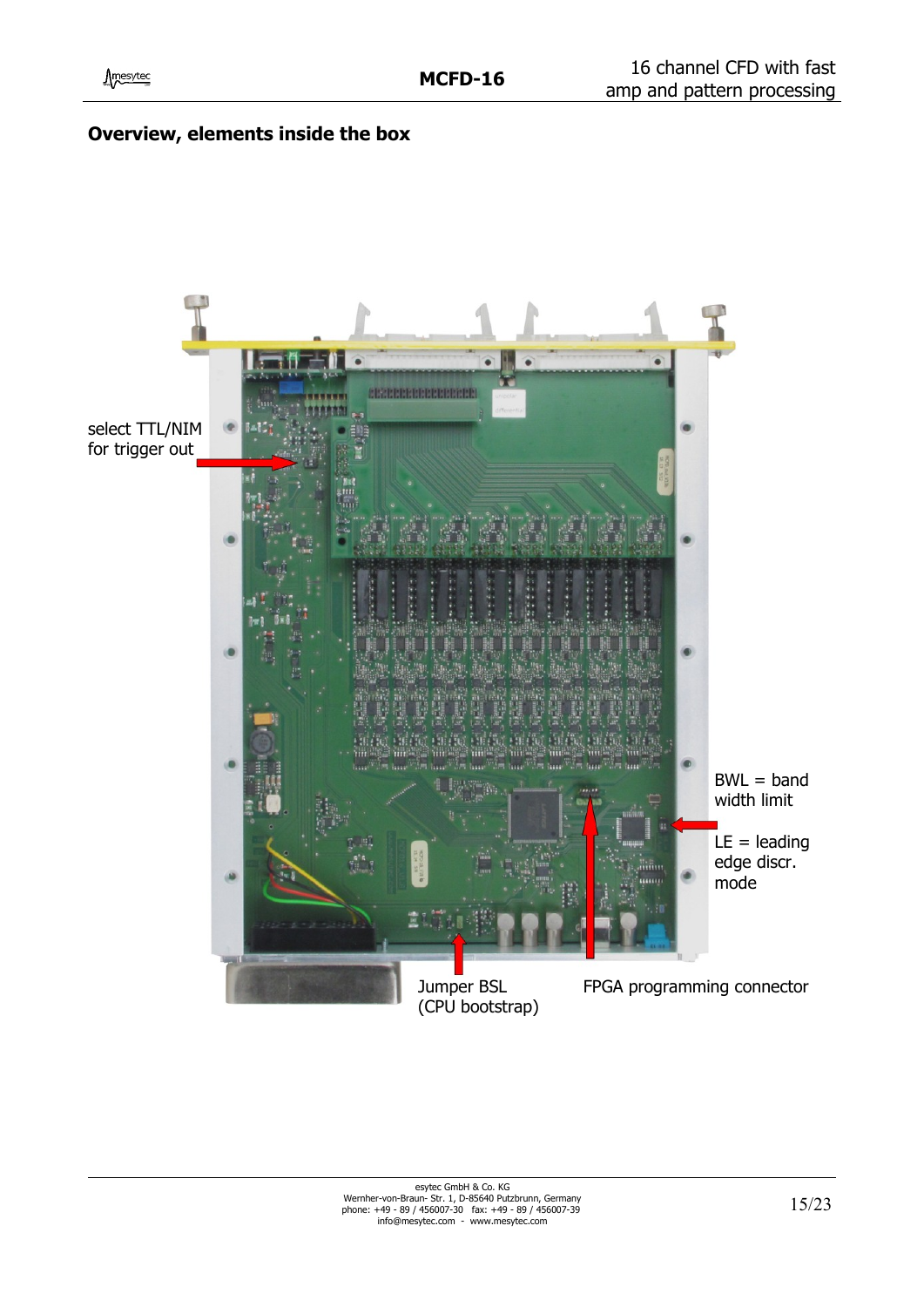## Overview, elements inside the box

select TTL/NIM for trigger out

BWL = band width limit

LE = leading edge discr. mode

Jumper BSL (CPU bootstrap)

FPGA programming connector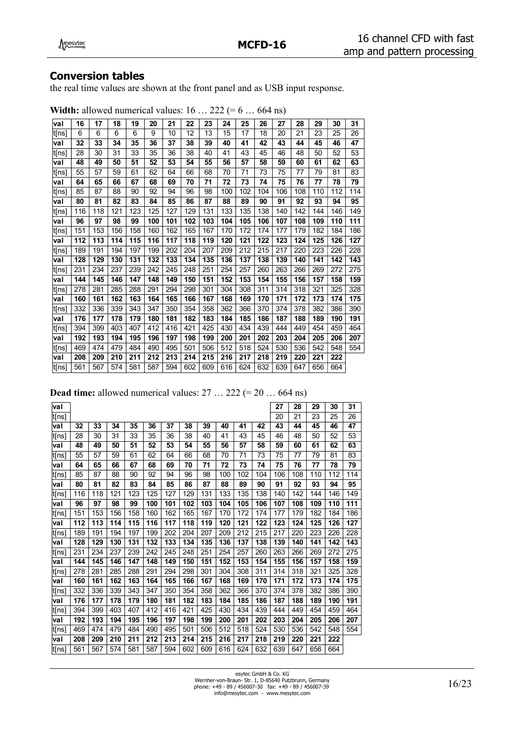## Conversion tables

the real time values are shown at the front panel and as USB input response.

**Width:** allowed numerical values: 16 … 222 (= 6 … 664 ns)

| val | 16 | 17 | 18 | 19 | 20 | 21 | 22 | 23 | 24 | 25 | 26 | 27 | 28 | 29 | 30 | 31 |
|---|---|---|---|---|---|---|---|---|---|---|---|---|---|---|---|---|
| t[ns] | 6 | 6 | 6 | 6 | 9 | 10 | 12 | 13 | 15 | 17 | 18 | 20 | 21 | 23 | 25 | 26 |
| **val** | **32** | **33** | **34** | **35** | **36** | **37** | **38** | **39** | **40** | **41** | **42** | **43** | **44** | **45** | **46** | **47** |
| t[ns] | 28 | 30 | 31 | 33 | 35 | 36 | 38 | 40 | 41 | 43 | 45 | 46 | 48 | 50 | 52 | 53 |
| **val** | **48** | **49** | **50** | **51** | **52** | **53** | **54** | **55** | **56** | **57** | **58** | **59** | **60** | **61** | **62** | **63** |
| t[ns] | 55 | 57 | 59 | 61 | 62 | 64 | 66 | 68 | 70 | 71 | 73 | 75 | 77 | 79 | 81 | 83 |
| **val** | **64** | **65** | **66** | **67** | **68** | **69** | **70** | **71** | **72** | **73** | **74** | **75** | **76** | **77** | **78** | **79** |
| t[ns] | 85 | 87 | 88 | 90 | 92 | 94 | 96 | 98 | 100 | 102 | 104 | 106 | 108 | 110 | 112 | 114 |
| **val** | **80** | **81** | **82** | **83** | **84** | **85** | **86** | **87** | **88** | **89** | **90** | **91** | **92** | **93** | **94** | **95** |
| t[ns] | 116 | 118 | 121 | 123 | 125 | 127 | 129 | 131 | 133 | 135 | 138 | 140 | 142 | 144 | 146 | 149 |
| **val** | **96** | **97** | **98** | **99** | **100** | **101** | **102** | **103** | **104** | **105** | **106** | **107** | **108** | **109** | **110** | **111** |
| t[ns] | 151 | 153 | 156 | 158 | 160 | 162 | 165 | 167 | 170 | 172 | 174 | 177 | 179 | 182 | 184 | 186 |
| **val** | **112** | **113** | **114** | **115** | **116** | **117** | **118** | **119** | **120** | **121** | **122** | **123** | **124** | **125** | **126** | **127** |
| t[ns] | 189 | 191 | 194 | 197 | 199 | 202 | 204 | 207 | 209 | 212 | 215 | 217 | 220 | 223 | 226 | 228 |
| **val** | **128** | **129** | **130** | **131** | **132** | **133** | **134** | **135** | **136** | **137** | **138** | **139** | **140** | **141** | **142** | **143** |
| t[ns] | 231 | 234 | 237 | 239 | 242 | 245 | 248 | 251 | 254 | 257 | 260 | 263 | 266 | 269 | 272 | 275 |
| **val** | **144** | **145** | **146** | **147** | **148** | **149** | **150** | **151** | **152** | **153** | **154** | **155** | **156** | **157** | **158** | **159** |
| t[ns] | 278 | 281 | 285 | 288 | 291 | 294 | 298 | 301 | 304 | 308 | 311 | 314 | 318 | 321 | 325 | 328 |
| **val** | **160** | **161** | **162** | **163** | **164** | **165** | **166** | **167** | **168** | **169** | **170** | **171** | **172** | **173** | **174** | **175** |
| t[ns] | 332 | 336 | 339 | 343 | 347 | 350 | 354 | 358 | 362 | 366 | 370 | 374 | 378 | 382 | 386 | 390 |
| **val** | **176** | **177** | **178** | **179** | **180** | **181** | **182** | **183** | **184** | **185** | **186** | **187** | **188** | **189** | **190** | **191** |
| t[ns] | 394 | 399 | 403 | 407 | 412 | 416 | 421 | 425 | 430 | 434 | 439 | 444 | 449 | 454 | 459 | 464 |
| **val** | **192** | **193** | **194** | **195** | **196** | **197** | **198** | **199** | **200** | **201** | **202** | **203** | **204** | **205** | **206** | **207** |
| t[ns] | 469 | 474 | 479 | 484 | 490 | 495 | 501 | 506 | 512 | 518 | 524 | 530 | 536 | 542 | 548 | 554 |
| **val** | **208** | **209** | **210** | **211** | **212** | **213** | **214** | **215** | **216** | **217** | **218** | **219** | **220** | **221** | **222** | |
| t[ns] | 561 | 567 | 574 | 581 | 587 | 594 | 602 | 609 | 616 | 624 | 632 | 639 | 647 | 656 | 664 | |

**Dead time:** allowed numerical values: 27 … 222 (= 20 … 664 ns)

| val | | | | | | | | | | | | 27 | 28 | 29 | 30 | 31 |
|---|---|---|---|---|---|---|---|---|---|---|---|---|---|---|---|---|
| t[ns] | | | | | | | | | | | | 20 | 21 | 23 | 25 | 26 |
| **val** | **32** | **33** | **34** | **35** | **36** | **37** | **38** | **39** | **40** | **41** | **42** | **43** | **44** | **45** | **46** | **47** |
| t[ns] | 28 | 30 | 31 | 33 | 35 | 36 | 38 | 40 | 41 | 43 | 45 | 46 | 48 | 50 | 52 | 53 |
| **val** | **48** | **49** | **50** | **51** | **52** | **53** | **54** | **55** | **56** | **57** | **58** | **59** | **60** | **61** | **62** | **63** |
| t[ns] | 55 | 57 | 59 | 61 | 62 | 64 | 66 | 68 | 70 | 71 | 73 | 75 | 77 | 79 | 81 | 83 |
| **val** | **64** | **65** | **66** | **67** | **68** | **69** | **70** | **71** | **72** | **73** | **74** | **75** | **76** | **77** | **78** | **79** |
| t[ns] | 85 | 87 | 88 | 90 | 92 | 94 | 96 | 98 | 100 | 102 | 104 | 106 | 108 | 110 | 112 | 114 |
| **val** | **80** | **81** | **82** | **83** | **84** | **85** | **86** | **87** | **88** | **89** | **90** | **91** | **92** | **93** | **94** | **95** |
| t[ns] | 116 | 118 | 121 | 123 | 125 | 127 | 129 | 131 | 133 | 135 | 138 | 140 | 142 | 144 | 146 | 149 |
| **val** | **96** | **97** | **98** | **99** | **100** | **101** | **102** | **103** | **104** | **105** | **106** | **107** | **108** | **109** | **110** | **111** |
| t[ns] | 151 | 153 | 156 | 158 | 160 | 162 | 165 | 167 | 170 | 172 | 174 | 177 | 179 | 182 | 184 | 186 |
| **val** | **112** | **113** | **114** | **115** | **116** | **117** | **118** | **119** | **120** | **121** | **122** | **123** | **124** | **125** | **126** | **127** |
| t[ns] | 189 | 191 | 194 | 197 | 199 | 202 | 204 | 207 | 209 | 212 | 215 | 217 | 220 | 223 | 226 | 228 |
| **val** | **128** | **129** | **130** | **131** | **132** | **133** | **134** | **135** | **136** | **137** | **138** | **139** | **140** | **141** | **142** | **143** |
| t[ns] | 231 | 234 | 237 | 239 | 242 | 245 | 248 | 251 | 254 | 257 | 260 | 263 | 266 | 269 | 272 | 275 |
| **val** | **144** | **145** | **146** | **147** | **148** | **149** | **150** | **151** | **152** | **153** | **154** | **155** | **156** | **157** | **158** | **159** |
| t[ns] | 278 | 281 | 285 | 288 | 291 | 294 | 298 | 301 | 304 | 308 | 311 | 314 | 318 | 321 | 325 | 328 |
| **val** | **160** | **161** | **162** | **163** | **164** | **165** | **166** | **167** | **168** | **169** | **170** | **171** | **172** | **173** | **174** | **175** |
| t[ns] | 332 | 336 | 339 | 343 | 347 | 350 | 354 | 358 | 362 | 366 | 370 | 374 | 378 | 382 | 386 | 390 |
| **val** | **176** | **177** | **178** | **179** | **180** | **181** | **182** | **183** | **184** | **185** | **186** | **187** | **188** | **189** | **190** | **191** |
| t[ns] | 394 | 399 | 403 | 407 | 412 | 416 | 421 | 425 | 430 | 434 | 439 | 444 | 449 | 454 | 459 | 464 |
| **val** | **192** | **193** | **194** | **195** | **196** | **197** | **198** | **199** | **200** | **201** | **202** | **203** | **204** | **205** | **206** | **207** |
| t[ns] | 469 | 474 | 479 | 484 | 490 | 495 | 501 | 506 | 512 | 518 | 524 | 530 | 536 | 542 | 548 | 554 |
| **val** | **208** | **209** | **210** | **211** | **212** | **213** | **214** | **215** | **216** | **217** | **218** | **219** | **220** | **221** | **222** | |
| t[ns] | 561 | 567 | 574 | 581 | 587 | 594 | 602 | 609 | 616 | 624 | 632 | 639 | 647 | 656 | 664 | |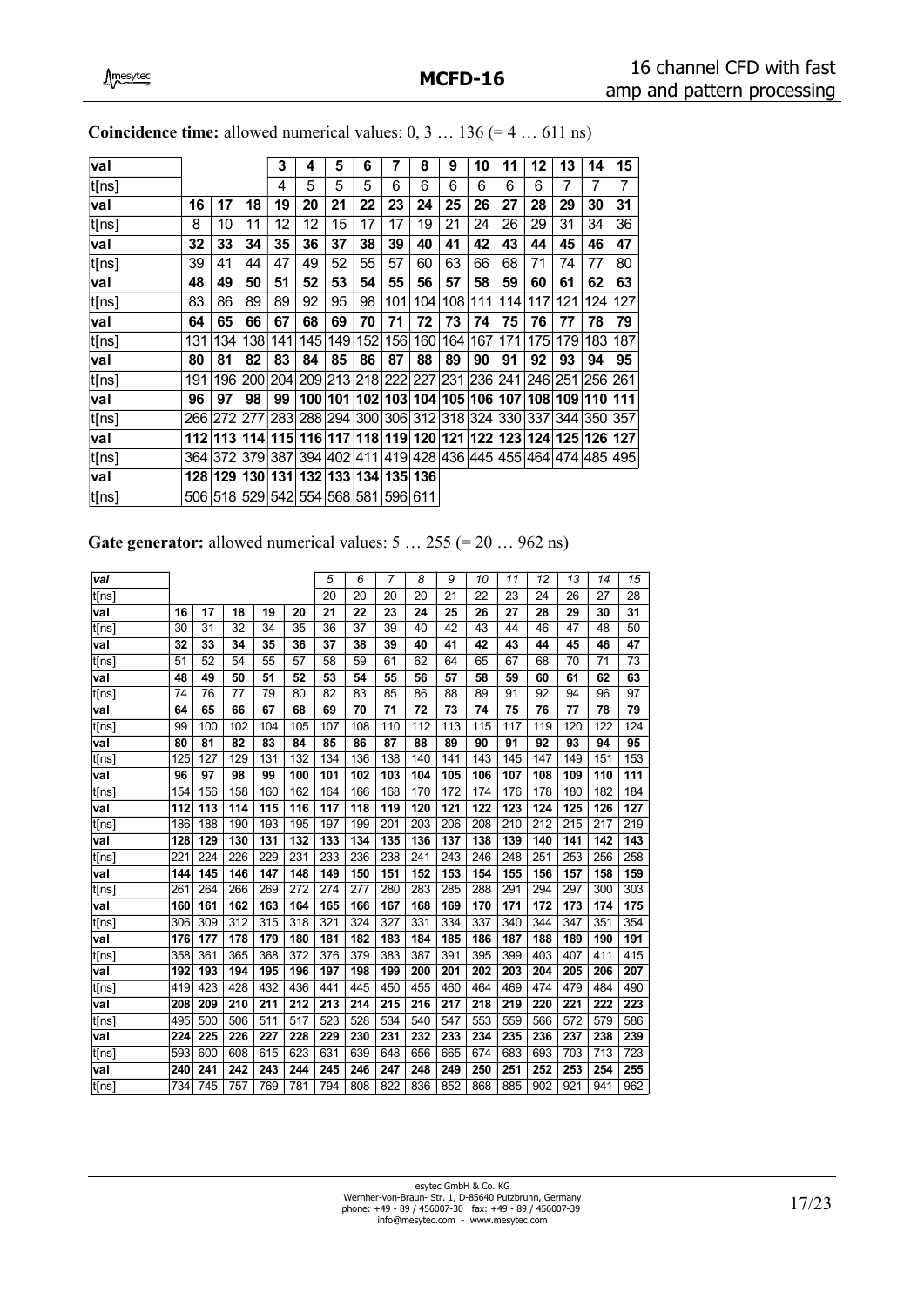**Coincidence time:** allowed numerical values: 0, 3 … 136 (= 4 … 611 ns)

| val | | | | 3 | 4 | 5 | 6 | 7 | 8 | 9 | 10 | 11 | 12 | 13 | 14 | 15 |
|---|---|---|---|---|---|---|---|---|---|---|---|---|---|---|---|---|
| t[ns] | | | | 4 | 5 | 5 | 5 | 6 | 6 | 6 | 6 | 6 | 6 | 7 | 7 | 7 |
| **val** | **16** | **17** | **18** | **19** | **20** | **21** | **22** | **23** | **24** | **25** | **26** | **27** | **28** | **29** | **30** | **31** |
| t[ns] | 8 | 10 | 11 | 12 | 12 | 15 | 17 | 17 | 19 | 21 | 24 | 26 | 29 | 31 | 34 | 36 |
| **val** | **32** | **33** | **34** | **35** | **36** | **37** | **38** | **39** | **40** | **41** | **42** | **43** | **44** | **45** | **46** | **47** |
| t[ns] | 39 | 41 | 44 | 47 | 49 | 52 | 55 | 57 | 60 | 63 | 66 | 68 | 71 | 74 | 77 | 80 |
| **val** | **48** | **49** | **50** | **51** | **52** | **53** | **54** | **55** | **56** | **57** | **58** | **59** | **60** | **61** | **62** | **63** |
| t[ns] | 83 | 86 | 89 | 89 | 92 | 95 | 98 | 101 | 104 | 108 | 111 | 114 | 117 | 121 | 124 | 127 |
| **val** | **64** | **65** | **66** | **67** | **68** | **69** | **70** | **71** | **72** | **73** | **74** | **75** | **76** | **77** | **78** | **79** |
| t[ns] | 131 | 134 | 138 | 141 | 145 | 149 | 152 | 156 | 160 | 164 | 167 | 171 | 175 | 179 | 183 | 187 |
| **val** | **80** | **81** | **82** | **83** | **84** | **85** | **86** | **87** | **88** | **89** | **90** | **91** | **92** | **93** | **94** | **95** |
| t[ns] | 191 | 196 | 200 | 204 | 209 | 213 | 218 | 222 | 227 | 231 | 236 | 241 | 246 | 251 | 256 | 261 |
| **val** | **96** | **97** | **98** | **99** | **100** | **101** | **102** | **103** | **104** | **105** | **106** | **107** | **108** | **109** | **110** | **111** |
| t[ns] | 266 | 272 | 277 | 283 | 288 | 294 | 300 | 306 | 312 | 318 | 324 | 330 | 337 | 344 | 350 | 357 |
| **val** | **112** | **113** | **114** | **115** | **116** | **117** | **118** | **119** | **120** | **121** | **122** | **123** | **124** | **125** | **126** | **127** |
| t[ns] | 364 | 372 | 379 | 387 | 394 | 402 | 411 | 419 | 428 | 436 | 445 | 455 | 464 | 474 | 485 | 495 |
| **val** | **128** | **129** | **130** | **131** | **132** | **133** | **134** | **135** | **136** | | | | | | | |
| t[ns] | 506 | 518 | 529 | 542 | 554 | 568 | 581 | 596 | 611 | | | | | | | |

**Gate generator:** allowed numerical values: 5 … 255 (= 20 … 962 ns)

| *val* | | | | | | *5* | *6* | *7* | *8* | *9* | *10* | *11* | *12* | *13* | *14* | *15* |
|---|---|---|---|---|---|---|---|---|---|---|---|---|---|---|---|---|
| t[ns] | | | | | | 20 | 20 | 20 | 20 | 21 | 22 | 23 | 24 | 26 | 27 | 28 |
| **val** | **16** | **17** | **18** | **19** | **20** | **21** | **22** | **23** | **24** | **25** | **26** | **27** | **28** | **29** | **30** | **31** |
| t[ns] | 30 | 31 | 32 | 34 | 35 | 36 | 37 | 39 | 40 | 42 | 43 | 44 | 46 | 47 | 48 | 50 |
| **val** | **32** | **33** | **34** | **35** | **36** | **37** | **38** | **39** | **40** | **41** | **42** | **43** | **44** | **45** | **46** | **47** |
| t[ns] | 51 | 52 | 54 | 55 | 57 | 58 | 59 | 61 | 62 | 64 | 65 | 67 | 68 | 70 | 71 | 73 |
| **val** | **48** | **49** | **50** | **51** | **52** | **53** | **54** | **55** | **56** | **57** | **58** | **59** | **60** | **61** | **62** | **63** |
| t[ns] | 74 | 76 | 77 | 79 | 80 | 82 | 83 | 85 | 86 | 88 | 89 | 91 | 92 | 94 | 96 | 97 |
| **val** | **64** | **65** | **66** | **67** | **68** | **69** | **70** | **71** | **72** | **73** | **74** | **75** | **76** | **77** | **78** | **79** |
| t[ns] | 99 | 100 | 102 | 104 | 105 | 107 | 108 | 110 | 112 | 113 | 115 | 117 | 119 | 120 | 122 | 124 |
| **val** | **80** | **81** | **82** | **83** | **84** | **85** | **86** | **87** | **88** | **89** | **90** | **91** | **92** | **93** | **94** | **95** |
| t[ns] | 125 | 127 | 129 | 131 | 132 | 134 | 136 | 138 | 140 | 141 | 143 | 145 | 147 | 149 | 151 | 153 |
| **val** | **96** | **97** | **98** | **99** | **100** | **101** | **102** | **103** | **104** | **105** | **106** | **107** | **108** | **109** | **110** | **111** |
| t[ns] | 154 | 156 | 158 | 160 | 162 | 164 | 166 | 168 | 170 | 172 | 174 | 176 | 178 | 180 | 182 | 184 |
| **val** | **112** | **113** | **114** | **115** | **116** | **117** | **118** | **119** | **120** | **121** | **122** | **123** | **124** | **125** | **126** | **127** |
| t[ns] | 186 | 188 | 190 | 193 | 195 | 197 | 199 | 201 | 203 | 206 | 208 | 210 | 212 | 215 | 217 | 219 |
| **val** | **128** | **129** | **130** | **131** | **132** | **133** | **134** | **135** | **136** | **137** | **138** | **139** | **140** | **141** | **142** | **143** |
| t[ns] | 221 | 224 | 226 | 229 | 231 | 233 | 236 | 238 | 241 | 243 | 246 | 248 | 251 | 253 | 256 | 258 |
| **val** | **144** | **145** | **146** | **147** | **148** | **149** | **150** | **151** | **152** | **153** | **154** | **155** | **156** | **157** | **158** | **159** |
| t[ns] | 261 | 264 | 266 | 269 | 272 | 274 | 277 | 280 | 283 | 285 | 288 | 291 | 294 | 297 | 300 | 303 |
| **val** | **160** | **161** | **162** | **163** | **164** | **165** | **166** | **167** | **168** | **169** | **170** | **171** | **172** | **173** | **174** | **175** |
| t[ns] | 306 | 309 | 312 | 315 | 318 | 321 | 324 | 327 | 331 | 334 | 337 | 340 | 344 | 347 | 351 | 354 |
| **val** | **176** | **177** | **178** | **179** | **180** | **181** | **182** | **183** | **184** | **185** | **186** | **187** | **188** | **189** | **190** | **191** |
| t[ns] | 358 | 361 | 365 | 368 | 372 | 376 | 379 | 383 | 387 | 391 | 395 | 399 | 403 | 407 | 411 | 415 |
| **val** | **192** | **193** | **194** | **195** | **196** | **197** | **198** | **199** | **200** | **201** | **202** | **203** | **204** | **205** | **206** | **207** |
| t[ns] | 419 | 423 | 428 | 432 | 436 | 441 | 445 | 450 | 455 | 460 | 464 | 469 | 474 | 479 | 484 | 490 |
| **val** | **208** | **209** | **210** | **211** | **212** | **213** | **214** | **215** | **216** | **217** | **218** | **219** | **220** | **221** | **222** | **223** |
| t[ns] | 495 | 500 | 506 | 511 | 517 | 523 | 528 | 534 | 540 | 547 | 553 | 559 | 566 | 572 | 579 | 586 |
| **val** | **224** | **225** | **226** | **227** | **228** | **229** | **230** | **231** | **232** | **233** | **234** | **235** | **236** | **237** | **238** | **239** |
| t[ns] | 593 | 600 | 608 | 615 | 623 | 631 | 639 | 648 | 656 | 665 | 674 | 683 | 693 | 703 | 713 | 723 |
| **val** | **240** | **241** | **242** | **243** | **244** | **245** | **246** | **247** | **248** | **249** | **250** | **251** | **252** | **253** | **254** | **255** |
| t[ns] | 734 | 745 | 757 | 769 | 781 | 794 | 808 | 822 | 836 | 852 | 868 | 885 | 902 | 921 | 941 | 962 |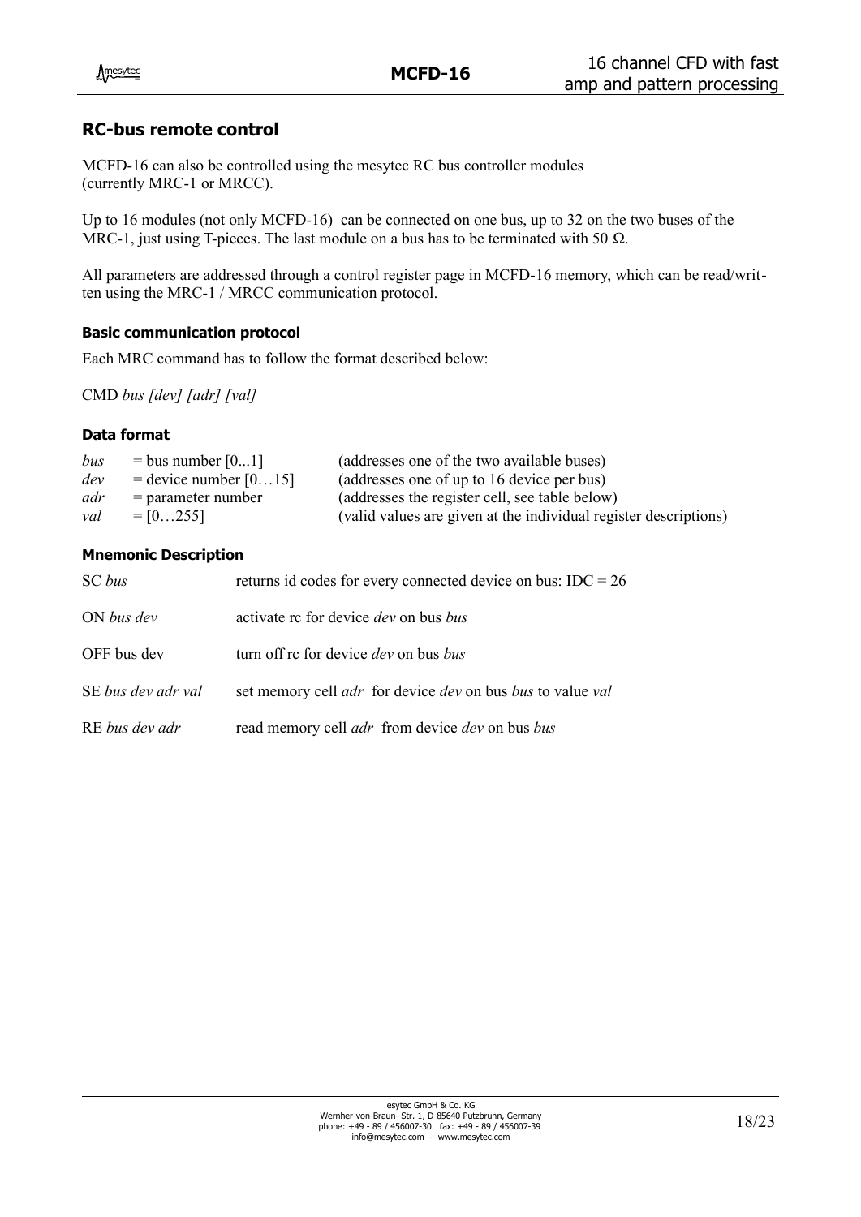## RC-bus remote control

MCFD-16 can also be controlled using the mesytec RC bus controller modules (currently MRC-1 or MRCC).

Up to 16 modules (not only MCFD-16) can be connected on one bus, up to 32 on the two buses of the MRC-1, just using T-pieces. The last module on a bus has to be terminated with 50 Ω.

All parameters are addressed through a control register page in MCFD-16 memory, which can be read/written using the MRC-1 / MRCC communication protocol.

### Basic communication protocol

Each MRC command has to follow the format described below:

CMD *bus [dev] [adr] [val]*

### Data format

| | | |
|---|---|---|
| *bus* | = bus number [0...1] | (addresses one of the two available buses) |
| *dev* | = device number [0…15] | (addresses one of up to 16 device per bus) |
| *adr* | = parameter number | (addresses the register cell, see table below) |
| *val* | = [0…255] | (valid values are given at the individual register descriptions) |

### Mnemonic Description

| | |
|---|---|
| SC *bus* | returns id codes for every connected device on bus: IDC = 26 |
| ON *bus dev* | activate rc for device *dev* on bus *bus* |
| OFF bus dev | turn off rc for device *dev* on bus *bus* |
| SE *bus dev adr val* | set memory cell *adr* for device *dev* on bus *bus* to value *val* |
| RE *bus dev adr* | read memory cell *adr* from device *dev* on bus *bus* |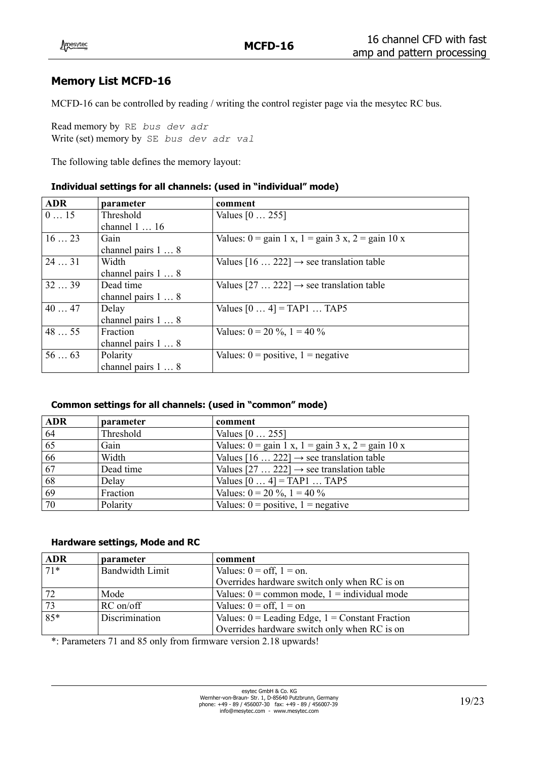## Memory List MCFD-16

MCFD-16 can be controlled by reading / writing the control register page via the mesytec RC bus.

Read memory by `RE bus dev adr`
Write (set) memory by `SE bus dev adr val`

The following table defines the memory layout:

#### Individual settings for all channels: (used in "individual" mode)

| ADR | parameter | comment |
|---|---|---|
| 0 … 15 | Threshold channel 1 … 16 | Values [0 … 255] |
| 16 … 23 | Gain channel pairs 1 … 8 | Values: 0 = gain 1 x, 1 = gain 3 x, 2 = gain 10 x |
| 24 … 31 | Width channel pairs 1 … 8 | Values [16 … 222] → see translation table |
| 32 … 39 | Dead time channel pairs 1 … 8 | Values [27 … 222] → see translation table |
| 40 … 47 | Delay channel pairs 1 … 8 | Values [0 … 4] = TAP1 … TAP5 |
| 48 … 55 | Fraction channel pairs 1 … 8 | Values: 0 = 20 %, 1 = 40 % |
| 56 … 63 | Polarity channel pairs 1 … 8 | Values: 0 = positive, 1 = negative |

#### Common settings for all channels: (used in "common" mode)

| ADR | parameter | comment |
|---|---|---|
| 64 | Threshold | Values [0 … 255] |
| 65 | Gain | Values: 0 = gain 1 x, 1 = gain 3 x, 2 = gain 10 x |
| 66 | Width | Values [16 … 222] → see translation table |
| 67 | Dead time | Values [27 … 222] → see translation table |
| 68 | Delay | Values [0 … 4] = TAP1 … TAP5 |
| 69 | Fraction | Values: 0 = 20 %, 1 = 40 % |
| 70 | Polarity | Values: 0 = positive, 1 = negative |

#### Hardware settings, Mode and RC

| ADR | parameter | comment |
|---|---|---|
| 71* | Bandwidth Limit | Values: 0 = off, 1 = on. Overrides hardware switch only when RC is on |
| 72 | Mode | Values: 0 = common mode, 1 = individual mode |
| 73 | RC on/off | Values: 0 = off, 1 = on |
| 85* | Discrimination | Values: 0 = Leading Edge, 1 = Constant Fraction Overrides hardware switch only when RC is on |

*: Parameters 71 and 85 only from firmware version 2.18 upwards!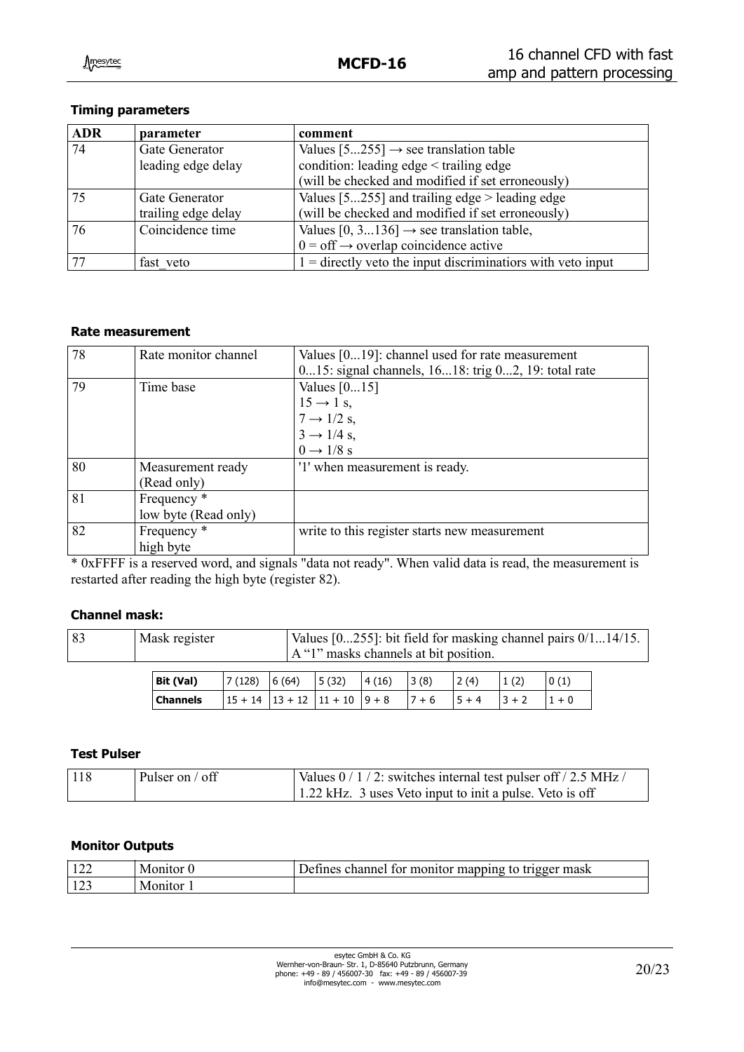### Timing parameters

| ADR | parameter | comment |
|---|---|---|
| 74 | Gate Generator leading edge delay | Values [5...255] → see translation table condition: leading edge < trailing edge (will be checked and modified if set erroneously) |
| 75 | Gate Generator trailing edge delay | Values [5...255] and trailing edge > leading edge (will be checked and modified if set erroneously) |
| 76 | Coincidence time | Values [0, 3...136] → see translation table, 0 = off → overlap coincidence active |
| 77 | fast_veto | 1 = directly veto the input discriminators with veto input |

### Rate measurement

| | | |
|---|---|---|
| 78 | Rate monitor channel | Values [0...19]: channel used for rate measurement 0...15: signal channels, 16...18: trig 0...2, 19: total rate |
| 79 | Time base | Values [0...15] 15 → 1 s, 7 → 1/2 s, 3 → 1/4 s, 0 → 1/8 s |
| 80 | Measurement ready (Read only) | '1' when measurement is ready. |
| 81 | Frequency * low byte (Read only) | |
| 82 | Frequency * high byte | write to this register starts new measurement |

* 0xFFFF is a reserved word, and signals "data not ready". When valid data is read, the measurement is restarted after reading the high byte (register 82).

### Channel mask:

| | | |
|---|---|---|
| 83 | Mask register | Values [0...255]: bit field for masking channel pairs 0/1...14/15. A "1" masks channels at bit position. |

| Bit (Val) | 7 (128) | 6 (64) | 5 (32) | 4 (16) | 3 (8) | 2 (4) | 1 (2) | 0 (1) |
|---|---|---|---|---|---|---|---|---|
| Channels | 15 + 14 | 13 + 12 | 11 + 10 | 9 + 8 | 7 + 6 | 5 + 4 | 3 + 2 | 1 + 0 |

### Test Pulser

| | | |
|---|---|---|
| 118 | Pulser on / off | Values 0 / 1 / 2: switches internal test pulser off / 2.5 MHz / 1.22 kHz. 3 uses Veto input to init a pulse. Veto is off |

### Monitor Outputs

| | | |
|---|---|---|
| 122 | Monitor 0 | Defines channel for monitor mapping to trigger mask |
| 123 | Monitor 1 | |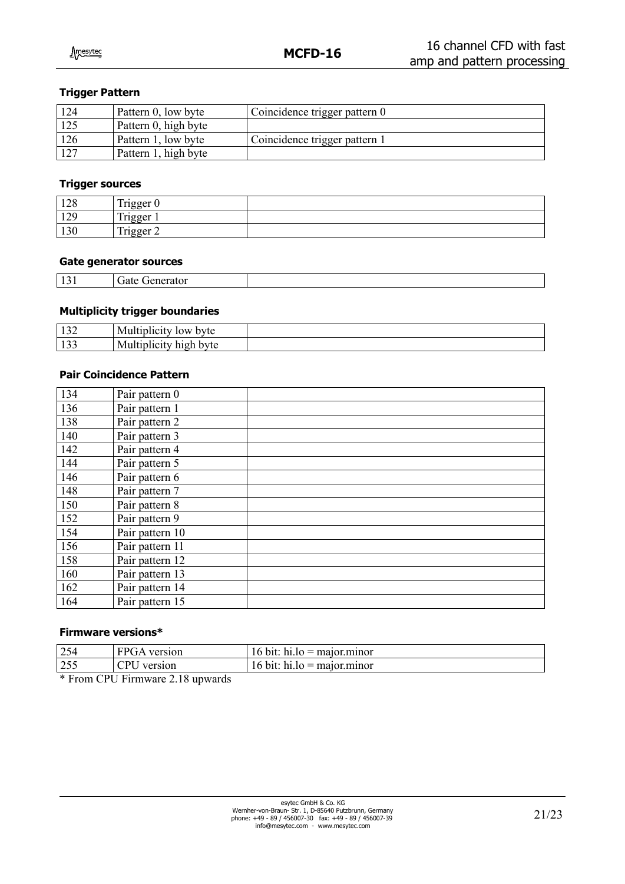### Trigger Pattern

| | | |
|---|---|---|
| 124 | Pattern 0, low byte | Coincidence trigger pattern 0 |
| 125 | Pattern 0, high byte | |
| 126 | Pattern 1, low byte | Coincidence trigger pattern 1 |
| 127 | Pattern 1, high byte | |

### Trigger sources

| | | |
|---|---|---|
| 128 | Trigger 0 | |
| 129 | Trigger 1 | |
| 130 | Trigger 2 | |

### Gate generator sources

| | | |
|---|---|---|
| 131 | Gate Generator | |

### Multiplicity trigger boundaries

| | | |
|---|---|---|
| 132 | Multiplicity low byte | |
| 133 | Multiplicity high byte | |

### Pair Coincidence Pattern

| | | |
|---|---|---|
| 134 | Pair pattern 0 | |
| 136 | Pair pattern 1 | |
| 138 | Pair pattern 2 | |
| 140 | Pair pattern 3 | |
| 142 | Pair pattern 4 | |
| 144 | Pair pattern 5 | |
| 146 | Pair pattern 6 | |
| 148 | Pair pattern 7 | |
| 150 | Pair pattern 8 | |
| 152 | Pair pattern 9 | |
| 154 | Pair pattern 10 | |
| 156 | Pair pattern 11 | |
| 158 | Pair pattern 12 | |
| 160 | Pair pattern 13 | |
| 162 | Pair pattern 14 | |
| 164 | Pair pattern 15 | |

### Firmware versions*

| | | |
|---|---|---|
| 254 | FPGA version | 16 bit: hi.lo = major.minor |
| 255 | CPU version | 16 bit: hi.lo = major.minor |

* From CPU Firmware 2.18 upwards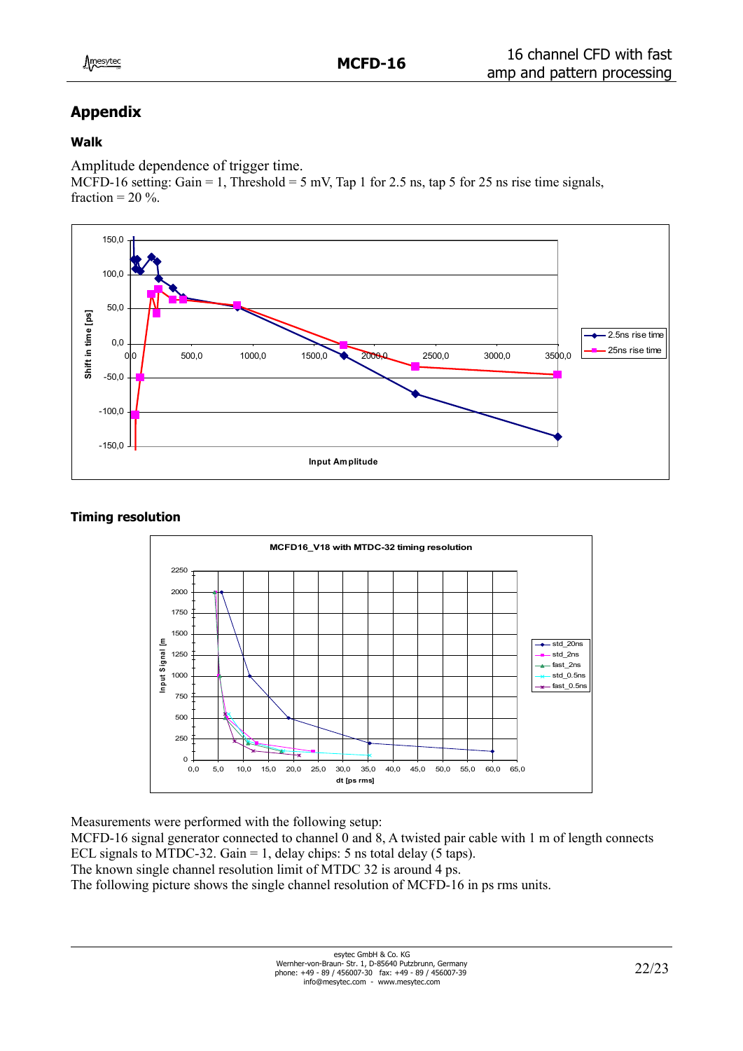## Appendix

### Walk

Amplitude dependence of trigger time.
MCFD-16 setting: Gain = 1, Threshold = 5 mV, Tap 1 for 2.5 ns, tap 5 for 25 ns rise time signals, fraction = 20 %.

### Timing resolution

Measurements were performed with the following setup:
MCFD-16 signal generator connected to channel 0 and 8, A twisted pair cable with 1 m of length connects ECL signals to MTDC-32. Gain = 1, delay chips: 5 ns total delay (5 taps).
The known single channel resolution limit of MTDC 32 is around 4 ps.
The following picture shows the single channel resolution of MCFD-16 in ps rms units.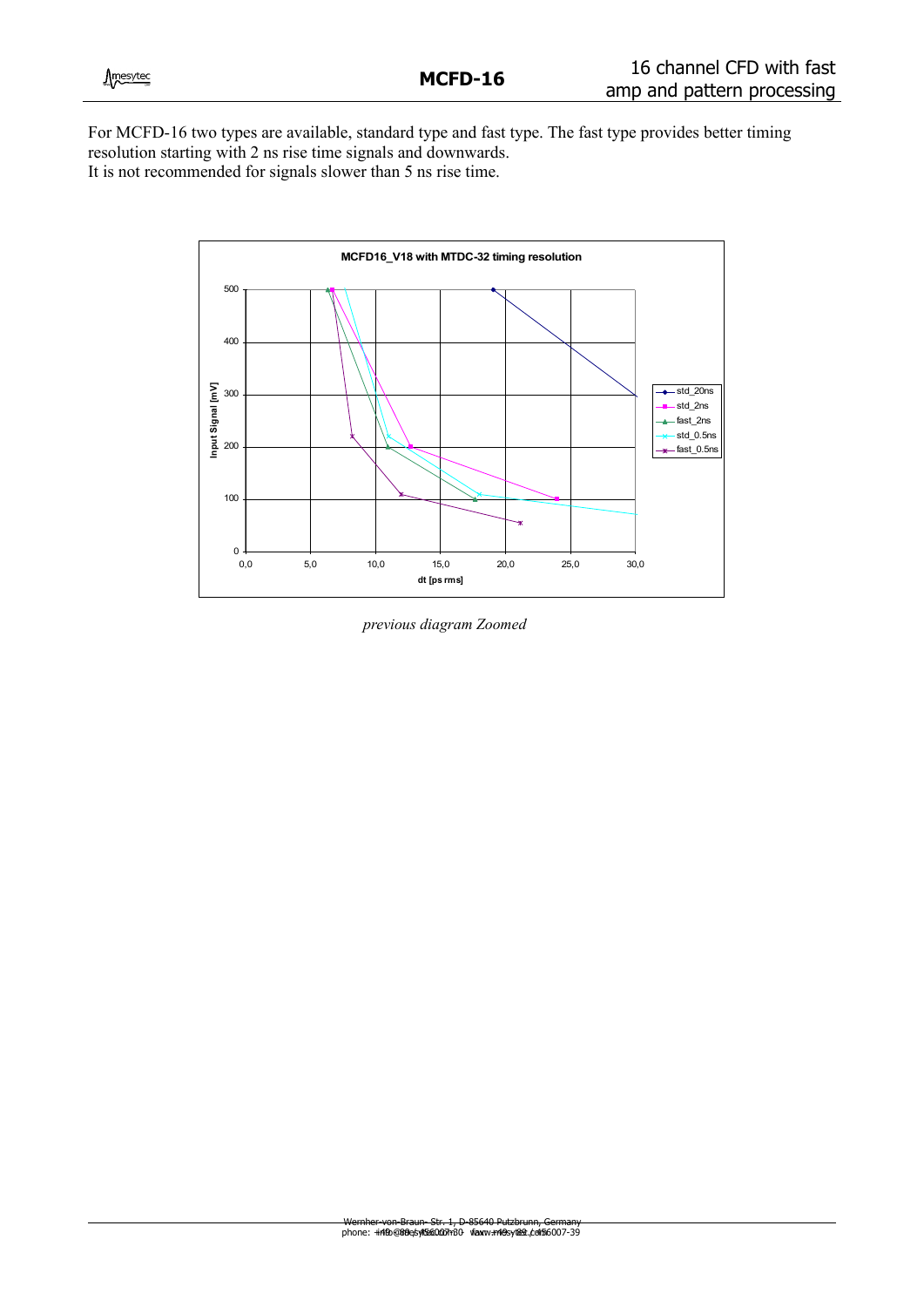For MCFD-16 two types are available, standard type and fast type. The fast type provides better timing resolution starting with 2 ns rise time signals and downwards.
It is not recommended for signals slower than 5 ns rise time.

MCFD16_V18 with MTDC-32 timing resolution

Input Signal [mV]

500
400
300
200
100
0

0,0 5,0 10,0 15,0 20,0 25,0 30,0

dt [ps rms]

std_20ns
std_2ns
fast_2ns
std_0.5ns
fast_0.5ns

*previous diagram Zoomed*